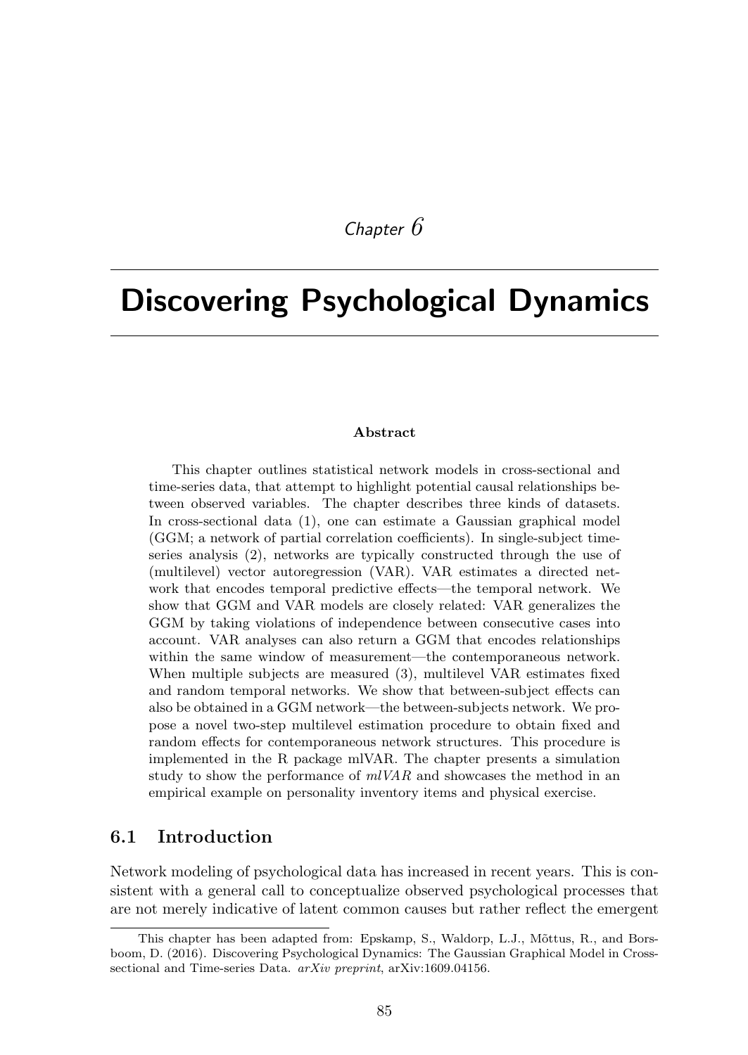*Chapter 6*

# Discovering Psychological Dynamics

**Abstract**

This chapter outlines statistical network models in cross-sectional and time-series data, that attempt to highlight potential causal relationships between observed variables. The chapter describes three kinds of datasets. In cross-sectional data (1), one can estimate a Gaussian graphical model (GGM; a network of partial correlation coefficients). In single-subject time-series analysis (2), networks are typically constructed through the use of (multilevel) vector autoregression (VAR). VAR estimates a directed network that encodes temporal predictive effects—the temporal network. We show that GGM and VAR models are closely related: VAR generalizes the GGM by taking violations of independence between consecutive cases into account. VAR analyses can also return a GGM that encodes relationships within the same window of measurement—the contemporaneous network. When multiple subjects are measured (3), multilevel VAR estimates fixed and random temporal networks. We show that between-subject effects can also be obtained in a GGM network—the between-subjects network. We propose a novel two-step multilevel estimation procedure to obtain fixed and random effects for contemporaneous network structures. This procedure is implemented in the R package mlVAR. The chapter presents a simulation study to show the performance of *mlVAR* and showcases the method in an empirical example on personality inventory items and physical exercise.

## 6.1 Introduction

Network modeling of psychological data has increased in recent years. This is consistent with a general call to conceptualize observed psychological processes that are not merely indicative of latent common causes but rather reflect the emergent

---

This chapter has been adapted from: Epskamp, S., Waldorp, L.J., Mõttus, R., and Borsboom, D. (2016). Discovering Psychological Dynamics: The Gaussian Graphical Model in Cross-sectional and Time-series Data. *arXiv preprint*, arXiv:1609.04156.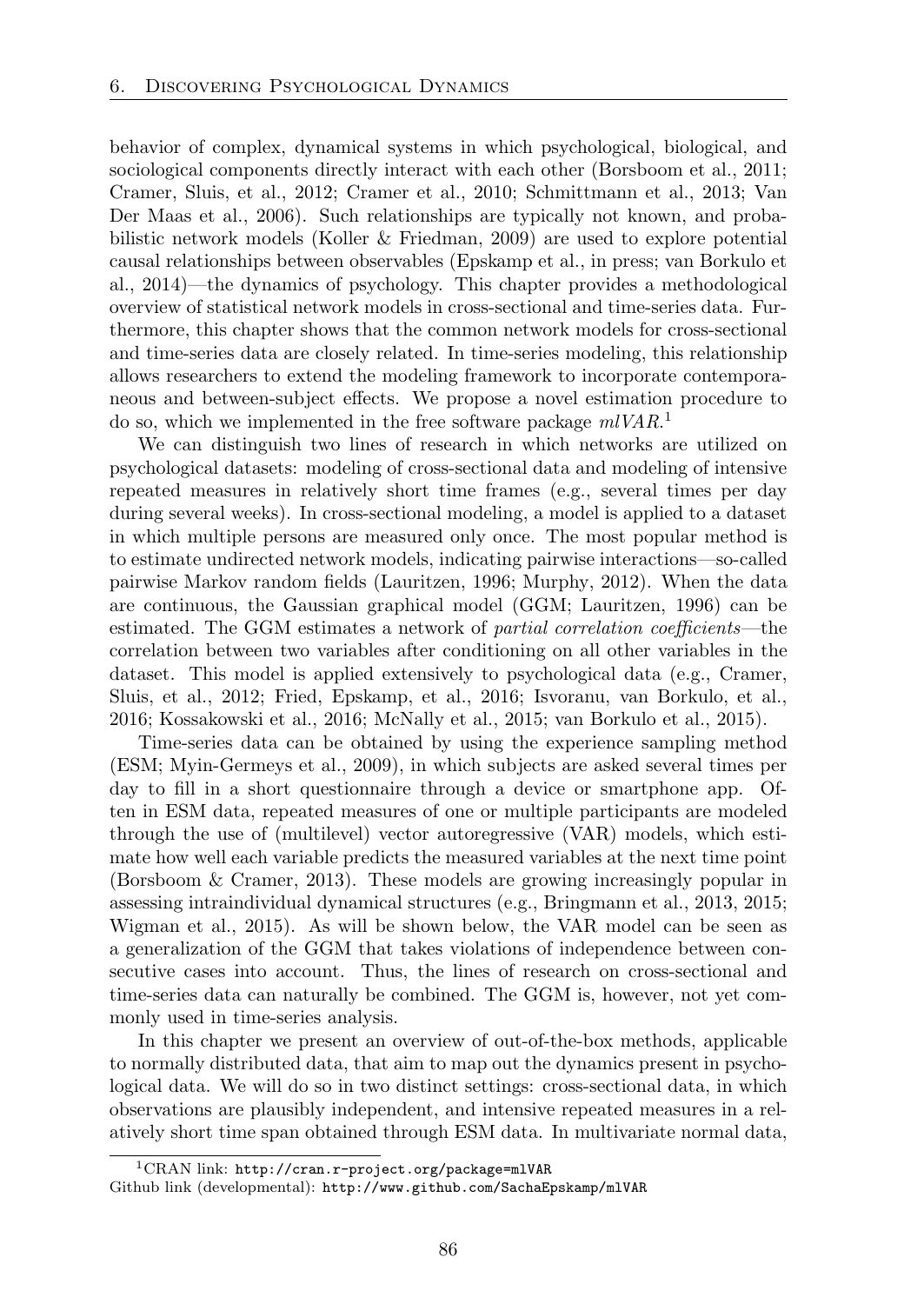behavior of complex, dynamical systems in which psychological, biological, and sociological components directly interact with each other (Borsboom et al., 2011; Cramer, Sluis, et al., 2012; Cramer et al., 2010; Schmittmann et al., 2013; Van Der Maas et al., 2006). Such relationships are typically not known, and probabilistic network models (Koller & Friedman, 2009) are used to explore potential causal relationships between observables (Epskamp et al., in press; van Borkulo et al., 2014)—the dynamics of psychology. This chapter provides a methodological overview of statistical network models in cross-sectional and time-series data. Furthermore, this chapter shows that the common network models for cross-sectional and time-series data are closely related. In time-series modeling, this relationship allows researchers to extend the modeling framework to incorporate contemporaneous and between-subject effects. We propose a novel estimation procedure to do so, which we implemented in the free software package *mlVAR*.[1]

We can distinguish two lines of research in which networks are utilized on psychological datasets: modeling of cross-sectional data and modeling of intensive repeated measures in relatively short time frames (e.g., several times per day during several weeks). In cross-sectional modeling, a model is applied to a dataset in which multiple persons are measured only once. The most popular method is to estimate undirected network models, indicating pairwise interactions—so-called pairwise Markov random fields (Lauritzen, 1996; Murphy, 2012). When the data are continuous, the Gaussian graphical model (GGM; Lauritzen, 1996) can be estimated. The GGM estimates a network of *partial correlation coefficients*—the correlation between two variables after conditioning on all other variables in the dataset. This model is applied extensively to psychological data (e.g., Cramer, Sluis, et al., 2012; Fried, Epskamp, et al., 2016; Isvoranu, van Borkulo, et al., 2016; Kossakowski et al., 2016; McNally et al., 2015; van Borkulo et al., 2015).

Time-series data can be obtained by using the experience sampling method (ESM; Myin-Germeys et al., 2009), in which subjects are asked several times per day to fill in a short questionnaire through a device or smartphone app. Often in ESM data, repeated measures of one or multiple participants are modeled through the use of (multilevel) vector autoregressive (VAR) models, which estimate how well each variable predicts the measured variables at the next time point (Borsboom & Cramer, 2013). These models are growing increasingly popular in assessing intraindividual dynamical structures (e.g., Bringmann et al., 2013, 2015; Wigman et al., 2015). As will be shown below, the VAR model can be seen as a generalization of the GGM that takes violations of independence between consecutive cases into account. Thus, the lines of research on cross-sectional and time-series data can naturally be combined. The GGM is, however, not yet commonly used in time-series analysis.

In this chapter we present an overview of out-of-the-box methods, applicable to normally distributed data, that aim to map out the dynamics present in psychological data. We will do so in two distinct settings: cross-sectional data, in which observations are plausibly independent, and intensive repeated measures in a relatively short time span obtained through ESM data. In multivariate normal data,

[1] CRAN link: `http://cran.r-project.org/package=mlVAR`
Github link (developmental): `http://www.github.com/SachaEpskamp/mlVAR`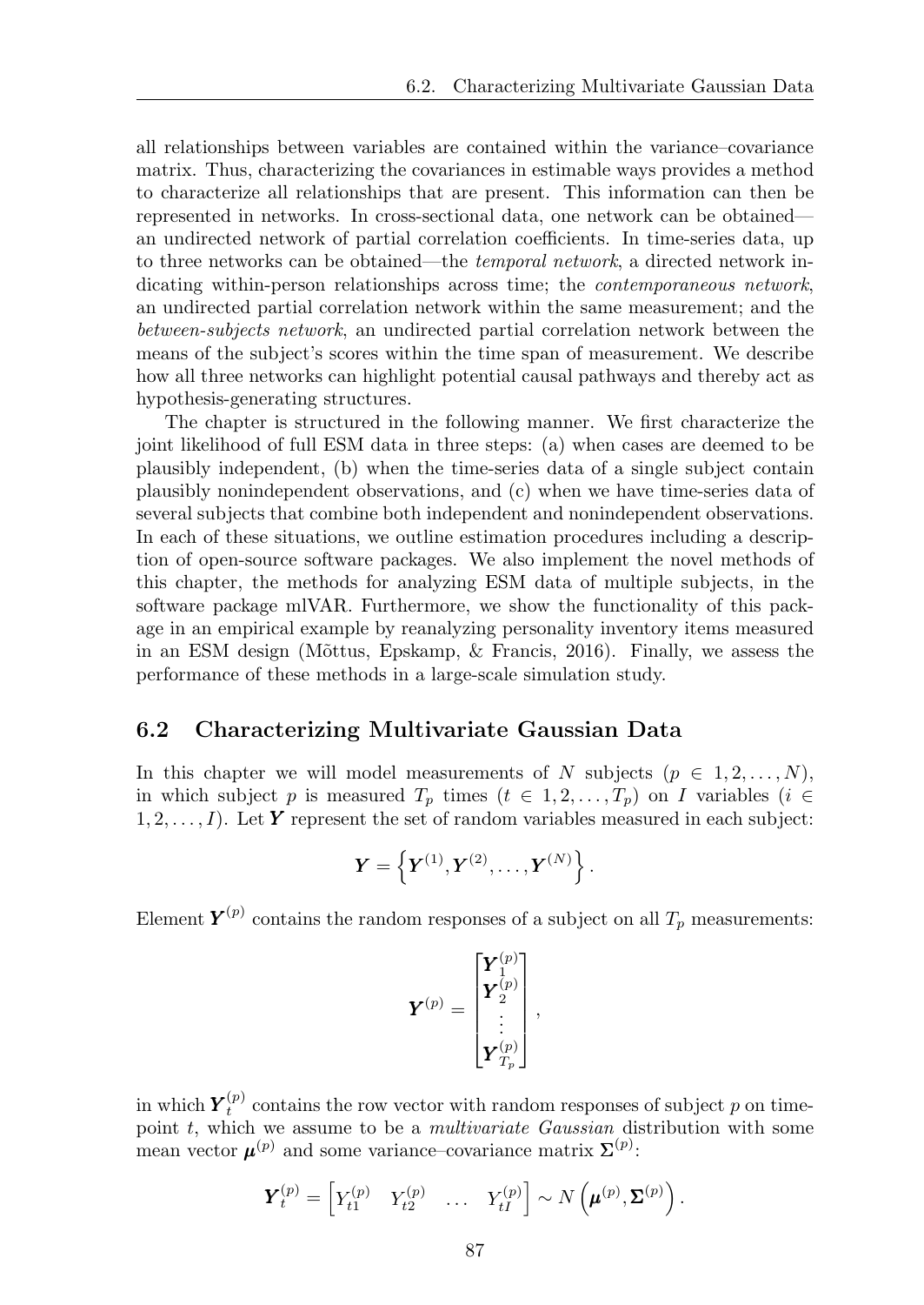all relationships between variables are contained within the variance–covariance matrix. Thus, characterizing the covariances in estimable ways provides a method to characterize all relationships that are present. This information can then be represented in networks. In cross-sectional data, one network can be obtained—an undirected network of partial correlation coefficients. In time-series data, up to three networks can be obtained—the *temporal network*, a directed network indicating within-person relationships across time; the *contemporaneous network*, an undirected partial correlation network within the same measurement; and the *between-subjects network*, an undirected partial correlation network between the means of the subject's scores within the time span of measurement. We describe how all three networks can highlight potential causal pathways and thereby act as hypothesis-generating structures.

The chapter is structured in the following manner. We first characterize the joint likelihood of full ESM data in three steps: (a) when cases are deemed to be plausibly independent, (b) when the time-series data of a single subject contain plausibly nonindependent observations, and (c) when we have time-series data of several subjects that combine both independent and nonindependent observations. In each of these situations, we outline estimation procedures including a description of open-source software packages. We also implement the novel methods of this chapter, the methods for analyzing ESM data of multiple subjects, in the software package mlVAR. Furthermore, we show the functionality of this package in an empirical example by reanalyzing personality inventory items measured in an ESM design (Mõttus, Epskamp, & Francis, 2016). Finally, we assess the performance of these methods in a large-scale simulation study.

## 6.2 Characterizing Multivariate Gaussian Data

In this chapter we will model measurements of $N$ subjects ($p \in 1, 2, \ldots, N$), in which subject $p$ is measured $T_p$ times ($t \in 1, 2, \ldots, T_p$) on $I$ variables ($i \in 1, 2, \ldots, I$). Let $\boldsymbol{Y}$ represent the set of random variables measured in each subject:

$$\boldsymbol{Y} = \left\{ \boldsymbol{Y}^{(1)}, \boldsymbol{Y}^{(2)}, \ldots, \boldsymbol{Y}^{(N)} \right\}.$$

Element $\boldsymbol{Y}^{(p)}$ contains the random responses of a subject on all $T_p$ measurements:

$$\boldsymbol{Y}^{(p)} = \begin{bmatrix} \boldsymbol{Y}_1^{(p)} \\ \boldsymbol{Y}_2^{(p)} \\ \vdots \\ \boldsymbol{Y}_{T_p}^{(p)} \end{bmatrix},$$

in which $\boldsymbol{Y}_t^{(p)}$ contains the row vector with random responses of subject $p$ on time-point $t$, which we assume to be a *multivariate Gaussian* distribution with some mean vector $\boldsymbol{\mu}^{(p)}$ and some variance–covariance matrix $\boldsymbol{\Sigma}^{(p)}$:

$$\boldsymbol{Y}_t^{(p)} = \begin{bmatrix} Y_{t1}^{(p)} & Y_{t2}^{(p)} & \ldots & Y_{tI}^{(p)} \end{bmatrix} \sim N\left(\boldsymbol{\mu}^{(p)}, \boldsymbol{\Sigma}^{(p)}\right).$$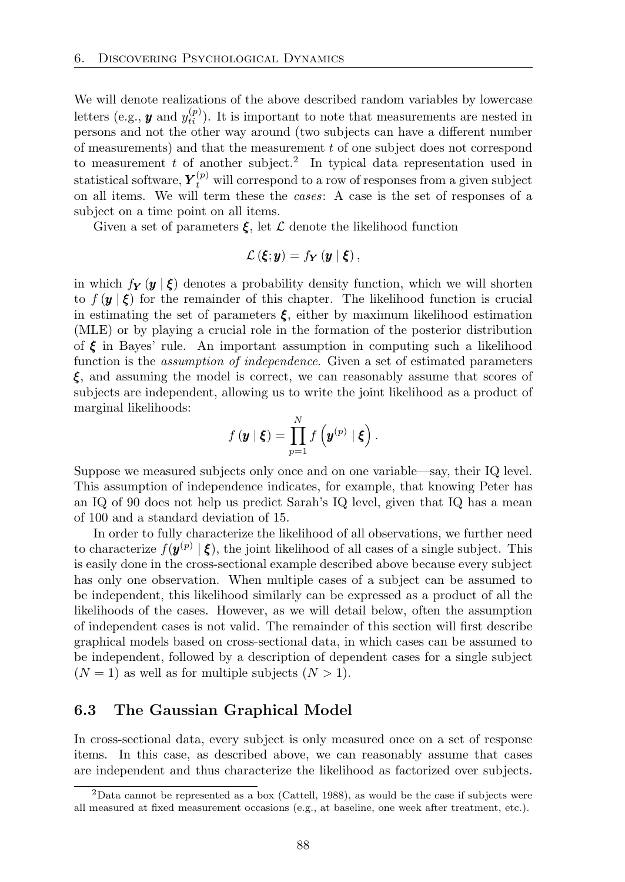We will denote realizations of the above described random variables by lowercase letters (e.g., $\boldsymbol{y}$ and $y_{ti}^{(p)}$). It is important to note that measurements are nested in persons and not the other way around (two subjects can have a different number of measurements) and that the measurement $t$ of one subject does not correspond to measurement $t$ of another subject.[2] In typical data representation used in statistical software, $\boldsymbol{Y}_t^{(p)}$ will correspond to a row of responses from a given subject on all items. We will term these the *cases*: A case is the set of responses of a subject on a time point on all items.

Given a set of parameters $\boldsymbol{\xi}$, let $\mathcal{L}$ denote the likelihood function

$$\mathcal{L}(\boldsymbol{\xi}; \boldsymbol{y}) = f_{\boldsymbol{Y}}(\boldsymbol{y} \mid \boldsymbol{\xi}),$$

in which $f_{\boldsymbol{Y}}(\boldsymbol{y} \mid \boldsymbol{\xi})$ denotes a probability density function, which we will shorten to $f(\boldsymbol{y} \mid \boldsymbol{\xi})$ for the remainder of this chapter. The likelihood function is crucial in estimating the set of parameters $\boldsymbol{\xi}$, either by maximum likelihood estimation (MLE) or by playing a crucial role in the formation of the posterior distribution of $\boldsymbol{\xi}$ in Bayes' rule. An important assumption in computing such a likelihood function is the *assumption of independence*. Given a set of estimated parameters $\boldsymbol{\xi}$, and assuming the model is correct, we can reasonably assume that scores of subjects are independent, allowing us to write the joint likelihood as a product of marginal likelihoods:

$$f(\boldsymbol{y} \mid \boldsymbol{\xi}) = \prod_{p=1}^{N} f\left(\boldsymbol{y}^{(p)} \mid \boldsymbol{\xi}\right).$$

Suppose we measured subjects only once and on one variable—say, their IQ level. This assumption of independence indicates, for example, that knowing Peter has an IQ of 90 does not help us predict Sarah's IQ level, given that IQ has a mean of 100 and a standard deviation of 15.

In order to fully characterize the likelihood of all observations, we further need to characterize $f(\boldsymbol{y}^{(p)} \mid \boldsymbol{\xi})$, the joint likelihood of all cases of a single subject. This is easily done in the cross-sectional example described above because every subject has only one observation. When multiple cases of a subject can be assumed to be independent, this likelihood similarly can be expressed as a product of all the likelihoods of the cases. However, as we will detail below, often the assumption of independent cases is not valid. The remainder of this section will first describe graphical models based on cross-sectional data, in which cases can be assumed to be independent, followed by a description of dependent cases for a single subject ($N = 1$) as well as for multiple subjects ($N > 1$).

## 6.3 The Gaussian Graphical Model

In cross-sectional data, every subject is only measured once on a set of response items. In this case, as described above, we can reasonably assume that cases are independent and thus characterize the likelihood as factorized over subjects.

[2] Data cannot be represented as a box (Cattell, 1988), as would be the case if subjects were all measured at fixed measurement occasions (e.g., at baseline, one week after treatment, etc.).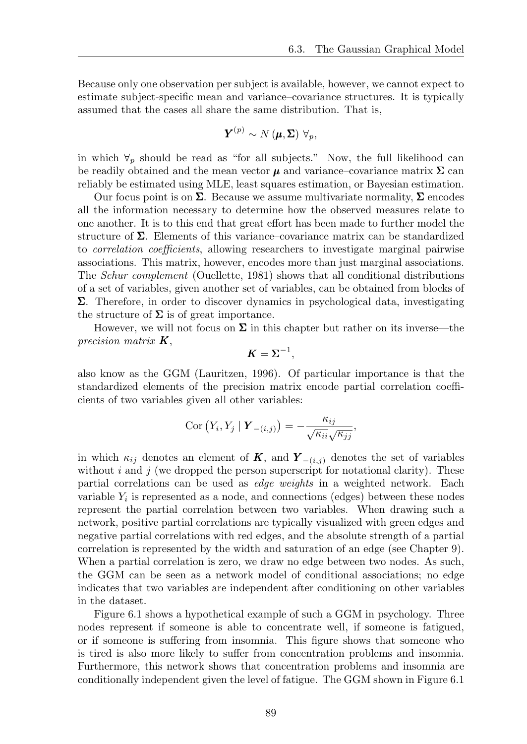Because only one observation per subject is available, however, we cannot expect to estimate subject-specific mean and variance–covariance structures. It is typically assumed that the cases all share the same distribution. That is,

$$\boldsymbol{Y}^{(p)} \sim N\left(\boldsymbol{\mu}, \boldsymbol{\Sigma}\right) \; \forall_p,$$

in which $\forall_p$ should be read as "for all subjects." Now, the full likelihood can be readily obtained and the mean vector $\boldsymbol{\mu}$ and variance–covariance matrix $\boldsymbol{\Sigma}$ can reliably be estimated using MLE, least squares estimation, or Bayesian estimation.

Our focus point is on $\boldsymbol{\Sigma}$. Because we assume multivariate normality, $\boldsymbol{\Sigma}$ encodes all the information necessary to determine how the observed measures relate to one another. It is to this end that great effort has been made to further model the structure of $\boldsymbol{\Sigma}$. Elements of this variance–covariance matrix can be standardized to *correlation coefficients*, allowing researchers to investigate marginal pairwise associations. This matrix, however, encodes more than just marginal associations. The *Schur complement* (Ouellette, 1981) shows that all conditional distributions of a set of variables, given another set of variables, can be obtained from blocks of $\boldsymbol{\Sigma}$. Therefore, in order to discover dynamics in psychological data, investigating the structure of $\boldsymbol{\Sigma}$ is of great importance.

However, we will not focus on $\boldsymbol{\Sigma}$ in this chapter but rather on its inverse—the *precision matrix* $\boldsymbol{K}$,

$$\boldsymbol{K} = \boldsymbol{\Sigma}^{-1},$$

also know as the GGM (Lauritzen, 1996). Of particular importance is that the standardized elements of the precision matrix encode partial correlation coefficients of two variables given all other variables:

$$\text{Cor}\left(Y_i, Y_j \mid \boldsymbol{Y}_{-(i,j)}\right) = -\frac{\kappa_{ij}}{\sqrt{\kappa_{ii}}\sqrt{\kappa_{jj}}},$$

in which $\kappa_{ij}$ denotes an element of $\boldsymbol{K}$, and $\boldsymbol{Y}_{-(i,j)}$ denotes the set of variables without $i$ and $j$ (we dropped the person superscript for notational clarity). These partial correlations can be used as *edge weights* in a weighted network. Each variable $Y_i$ is represented as a node, and connections (edges) between these nodes represent the partial correlation between two variables. When drawing such a network, positive partial correlations are typically visualized with green edges and negative partial correlations with red edges, and the absolute strength of a partial correlation is represented by the width and saturation of an edge (see Chapter 9). When a partial correlation is zero, we draw no edge between two nodes. As such, the GGM can be seen as a network model of conditional associations; no edge indicates that two variables are independent after conditioning on other variables in the dataset.

Figure 6.1 shows a hypothetical example of such a GGM in psychology. Three nodes represent if someone is able to concentrate well, if someone is fatigued, or if someone is suffering from insomnia. This figure shows that someone who is tired is also more likely to suffer from concentration problems and insomnia. Furthermore, this network shows that concentration problems and insomnia are conditionally independent given the level of fatigue. The GGM shown in Figure 6.1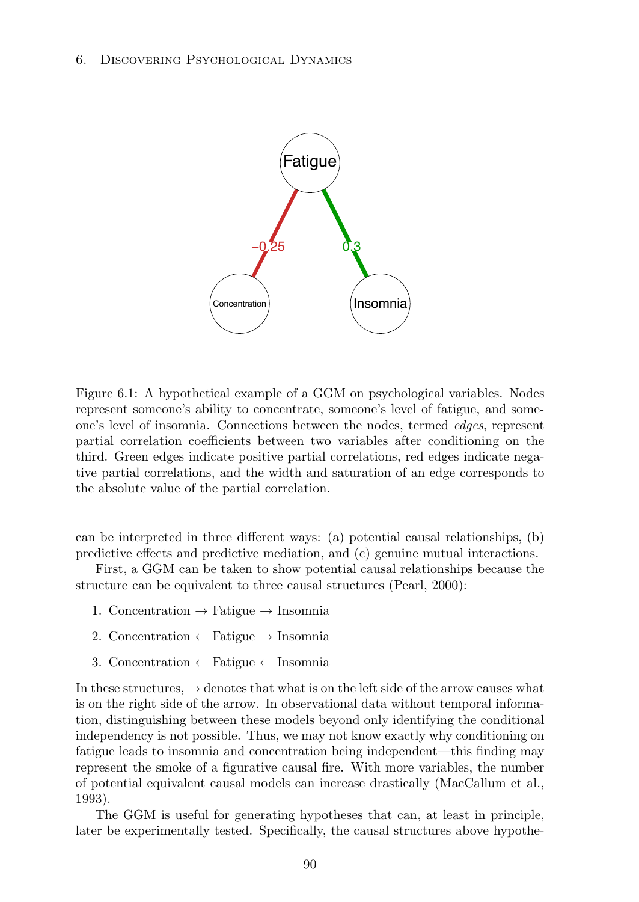Figure 6.1: A hypothetical example of a GGM on psychological variables. Nodes represent someone's ability to concentrate, someone's level of fatigue, and someone's level of insomnia. Connections between the nodes, termed *edges*, represent partial correlation coefficients between two variables after conditioning on the third. Green edges indicate positive partial correlations, red edges indicate negative partial correlations, and the width and saturation of an edge corresponds to the absolute value of the partial correlation.

can be interpreted in three different ways: (a) potential causal relationships, (b) predictive effects and predictive mediation, and (c) genuine mutual interactions.

First, a GGM can be taken to show potential causal relationships because the structure can be equivalent to three causal structures (Pearl, 2000):

1. Concentration → Fatigue → Insomnia
2. Concentration ← Fatigue → Insomnia
3. Concentration ← Fatigue ← Insomnia

In these structures, → denotes that what is on the left side of the arrow causes what is on the right side of the arrow. In observational data without temporal information, distinguishing between these models beyond only identifying the conditional independency is not possible. Thus, we may not know exactly why conditioning on fatigue leads to insomnia and concentration being independent—this finding may represent the smoke of a figurative causal fire. With more variables, the number of potential equivalent causal models can increase drastically (MacCallum et al., 1993).

The GGM is useful for generating hypotheses that can, at least in principle, later be experimentally tested. Specifically, the causal structures above hypothe-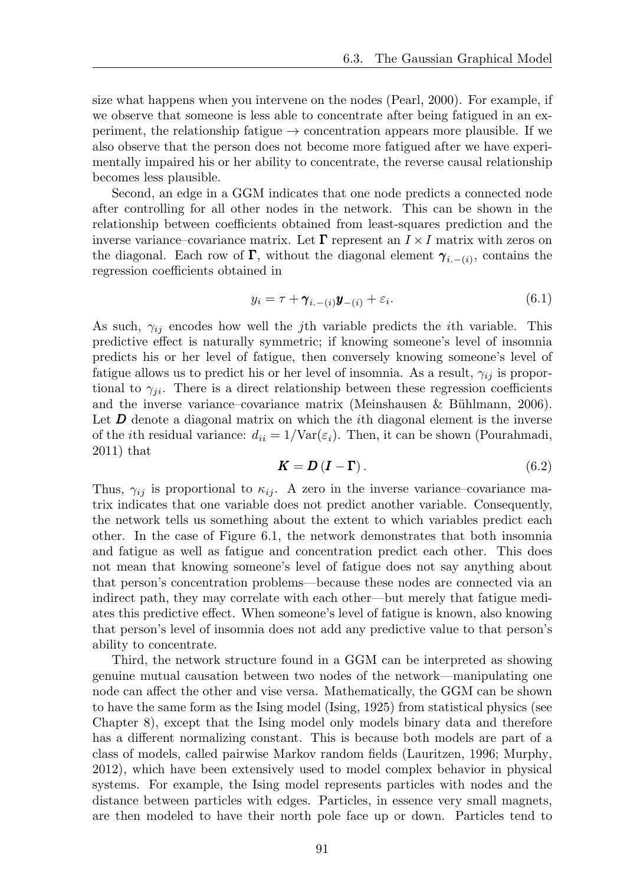size what happens when you intervene on the nodes (Pearl, 2000). For example, if we observe that someone is less able to concentrate after being fatigued in an experiment, the relationship fatigue → concentration appears more plausible. If we also observe that the person does not become more fatigued after we have experimentally impaired his or her ability to concentrate, the reverse causal relationship becomes less plausible.

Second, an edge in a GGM indicates that one node predicts a connected node after controlling for all other nodes in the network. This can be shown in the relationship between coefficients obtained from least-squares prediction and the inverse variance–covariance matrix. Let $\boldsymbol{\Gamma}$ represent an $I \times I$ matrix with zeros on the diagonal. Each row of $\boldsymbol{\Gamma}$, without the diagonal element $\boldsymbol{\gamma}_{i.-(i)}$, contains the regression coefficients obtained in

$$y_i = \tau + \boldsymbol{\gamma}_{i.-(i)} \boldsymbol{y}_{-(i)} + \varepsilon_i. \tag{6.1}$$

As such, $\gamma_{ij}$ encodes how well the $j$th variable predicts the $i$th variable. This predictive effect is naturally symmetric; if knowing someone's level of insomnia predicts his or her level of fatigue, then conversely knowing someone's level of fatigue allows us to predict his or her level of insomnia. As a result, $\gamma_{ij}$ is proportional to $\gamma_{ji}$. There is a direct relationship between these regression coefficients and the inverse variance–covariance matrix (Meinshausen & Bühlmann, 2006). Let $\boldsymbol{D}$ denote a diagonal matrix on which the $i$th diagonal element is the inverse of the $i$th residual variance: $d_{ii} = 1/\text{Var}(\varepsilon_i)$. Then, it can be shown (Pourahmadi, 2011) that

$$\boldsymbol{K} = \boldsymbol{D} \left( \boldsymbol{I} - \boldsymbol{\Gamma} \right). \tag{6.2}$$

Thus, $\gamma_{ij}$ is proportional to $\kappa_{ij}$. A zero in the inverse variance–covariance matrix indicates that one variable does not predict another variable. Consequently, the network tells us something about the extent to which variables predict each other. In the case of Figure 6.1, the network demonstrates that both insomnia and fatigue as well as fatigue and concentration predict each other. This does not mean that knowing someone's level of fatigue does not say anything about that person's concentration problems—because these nodes are connected via an indirect path, they may correlate with each other—but merely that fatigue mediates this predictive effect. When someone's level of fatigue is known, also knowing that person's level of insomnia does not add any predictive value to that person's ability to concentrate.

Third, the network structure found in a GGM can be interpreted as showing genuine mutual causation between two nodes of the network—manipulating one node can affect the other and vise versa. Mathematically, the GGM can be shown to have the same form as the Ising model (Ising, 1925) from statistical physics (see Chapter 8), except that the Ising model only models binary data and therefore has a different normalizing constant. This is because both models are part of a class of models, called pairwise Markov random fields (Lauritzen, 1996; Murphy, 2012), which have been extensively used to model complex behavior in physical systems. For example, the Ising model represents particles with nodes and the distance between particles with edges. Particles, in essence very small magnets, are then modeled to have their north pole face up or down. Particles tend to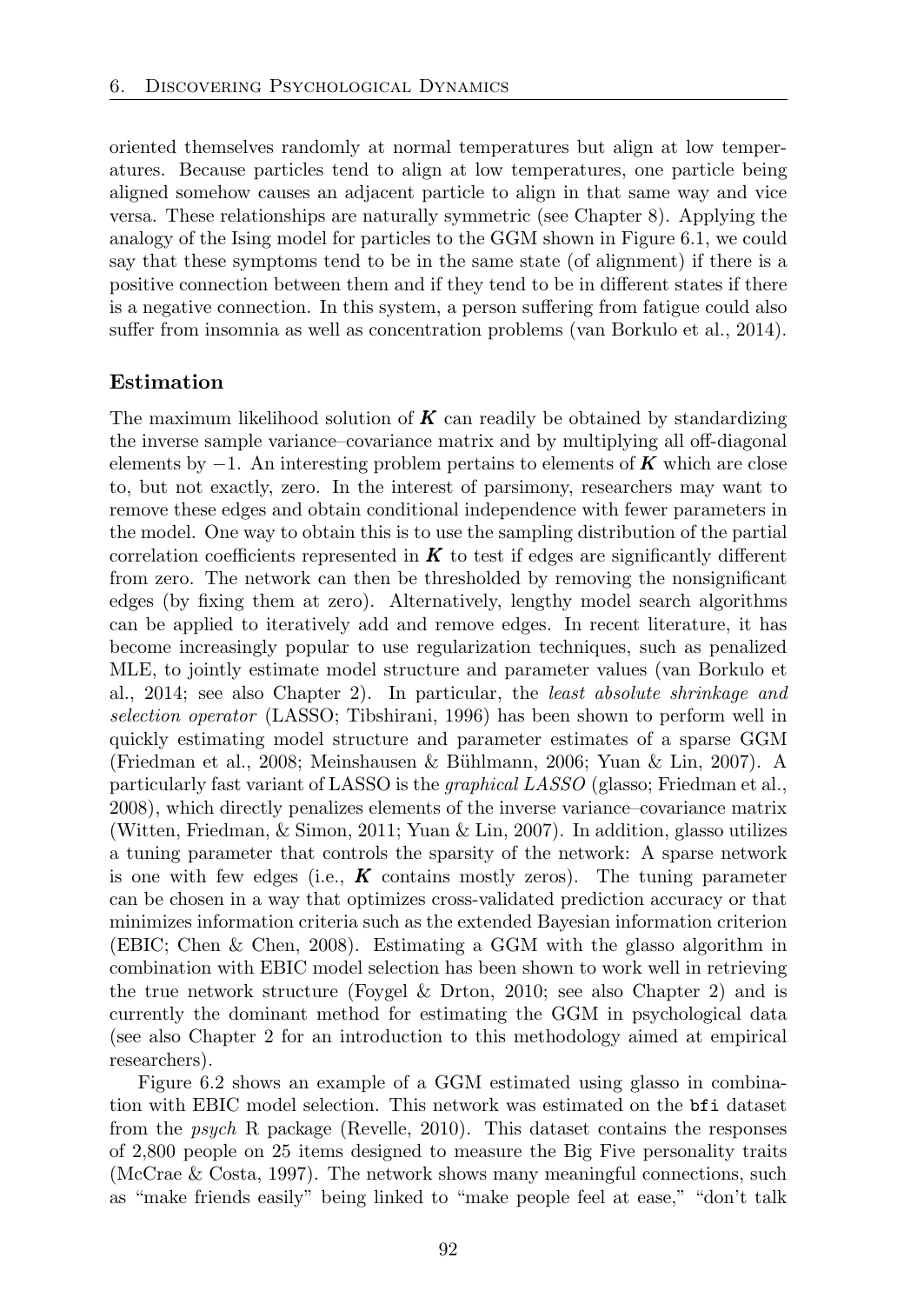oriented themselves randomly at normal temperatures but align at low temperatures. Because particles tend to align at low temperatures, one particle being aligned somehow causes an adjacent particle to align in that same way and vice versa. These relationships are naturally symmetric (see Chapter 8). Applying the analogy of the Ising model for particles to the GGM shown in Figure 6.1, we could say that these symptoms tend to be in the same state (of alignment) if there is a positive connection between them and if they tend to be in different states if there is a negative connection. In this system, a person suffering from fatigue could also suffer from insomnia as well as concentration problems (van Borkulo et al., 2014).

### Estimation

The maximum likelihood solution of $\boldsymbol{K}$ can readily be obtained by standardizing the inverse sample variance–covariance matrix and by multiplying all off-diagonal elements by $-1$. An interesting problem pertains to elements of $\boldsymbol{K}$ which are close to, but not exactly, zero. In the interest of parsimony, researchers may want to remove these edges and obtain conditional independence with fewer parameters in the model. One way to obtain this is to use the sampling distribution of the partial correlation coefficients represented in $\boldsymbol{K}$ to test if edges are significantly different from zero. The network can then be thresholded by removing the nonsignificant edges (by fixing them at zero). Alternatively, lengthy model search algorithms can be applied to iteratively add and remove edges. In recent literature, it has become increasingly popular to use regularization techniques, such as penalized MLE, to jointly estimate model structure and parameter values (van Borkulo et al., 2014; see also Chapter 2). In particular, the *least absolute shrinkage and selection operator* (LASSO; Tibshirani, 1996) has been shown to perform well in quickly estimating model structure and parameter estimates of a sparse GGM (Friedman et al., 2008; Meinshausen & Bühlmann, 2006; Yuan & Lin, 2007). A particularly fast variant of LASSO is the *graphical LASSO* (glasso; Friedman et al., 2008), which directly penalizes elements of the inverse variance–covariance matrix (Witten, Friedman, & Simon, 2011; Yuan & Lin, 2007). In addition, glasso utilizes a tuning parameter that controls the sparsity of the network: A sparse network is one with few edges (i.e., $\boldsymbol{K}$ contains mostly zeros). The tuning parameter can be chosen in a way that optimizes cross-validated prediction accuracy or that minimizes information criteria such as the extended Bayesian information criterion (EBIC; Chen & Chen, 2008). Estimating a GGM with the glasso algorithm in combination with EBIC model selection has been shown to work well in retrieving the true network structure (Foygel & Drton, 2010; see also Chapter 2) and is currently the dominant method for estimating the GGM in psychological data (see also Chapter 2 for an introduction to this methodology aimed at empirical researchers).

Figure 6.2 shows an example of a GGM estimated using glasso in combination with EBIC model selection. This network was estimated on the `bfi` dataset from the *psych* R package (Revelle, 2010). This dataset contains the responses of 2,800 people on 25 items designed to measure the Big Five personality traits (McCrae & Costa, 1997). The network shows many meaningful connections, such as "make friends easily" being linked to "make people feel at ease," "don't talk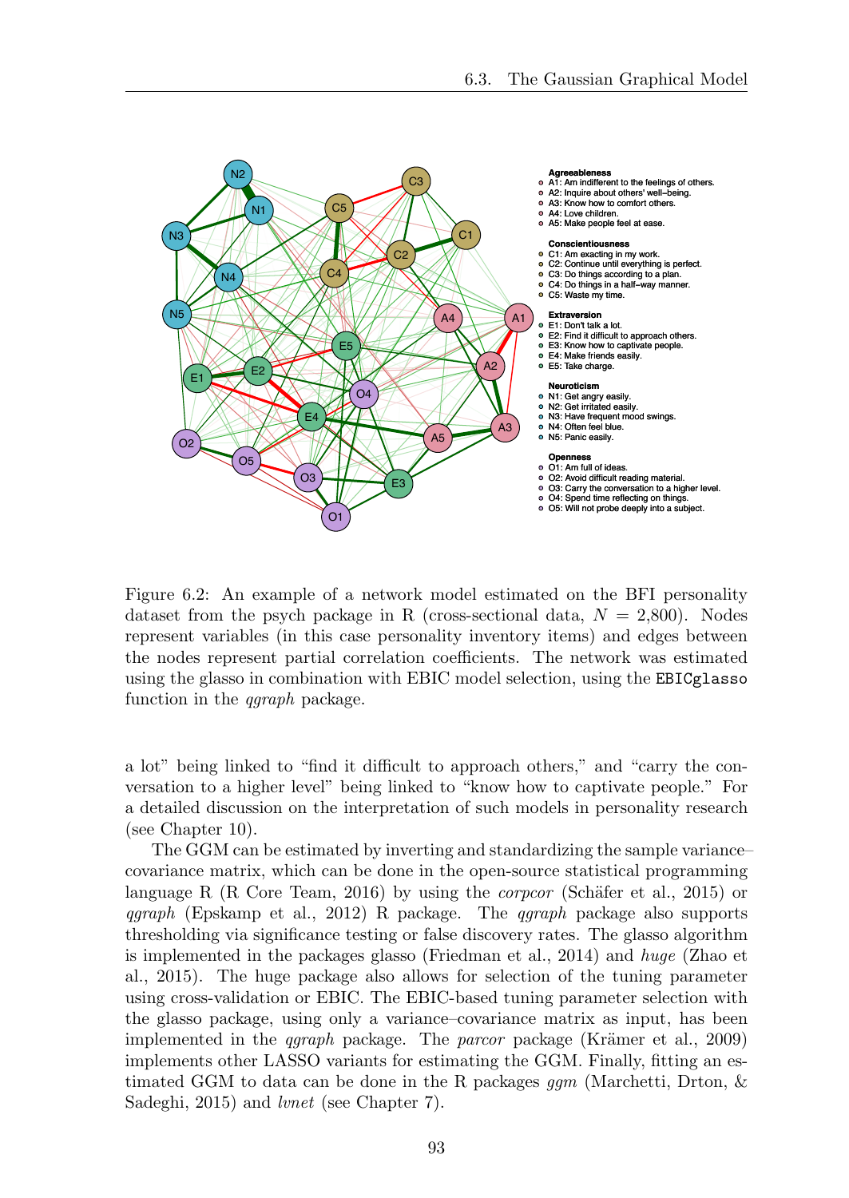Figure 6.2: An example of a network model estimated on the BFI personality dataset from the psych package in R (cross-sectional data, $N$ = 2,800). Nodes represent variables (in this case personality inventory items) and edges between the nodes represent partial correlation coefficients. The network was estimated using the glasso in combination with EBIC model selection, using the `EBICglasso` function in the *qgraph* package.

a lot" being linked to "find it difficult to approach others," and "carry the conversation to a higher level" being linked to "know how to captivate people." For a detailed discussion on the interpretation of such models in personality research (see Chapter 10).

The GGM can be estimated by inverting and standardizing the sample variance–covariance matrix, which can be done in the open-source statistical programming language R (R Core Team, 2016) by using the *corpcor* (Schäfer et al., 2015) or *qgraph* (Epskamp et al., 2012) R package. The *qgraph* package also supports thresholding via significance testing or false discovery rates. The glasso algorithm is implemented in the packages glasso (Friedman et al., 2014) and *huge* (Zhao et al., 2015). The huge package also allows for selection of the tuning parameter using cross-validation or EBIC. The EBIC-based tuning parameter selection with the glasso package, using only a variance–covariance matrix as input, has been implemented in the *qgraph* package. The *parcor* package (Krämer et al., 2009) implements other LASSO variants for estimating the GGM. Finally, fitting an estimated GGM to data can be done in the R packages *ggm* (Marchetti, Drton, & Sadeghi, 2015) and *lvnet* (see Chapter 7).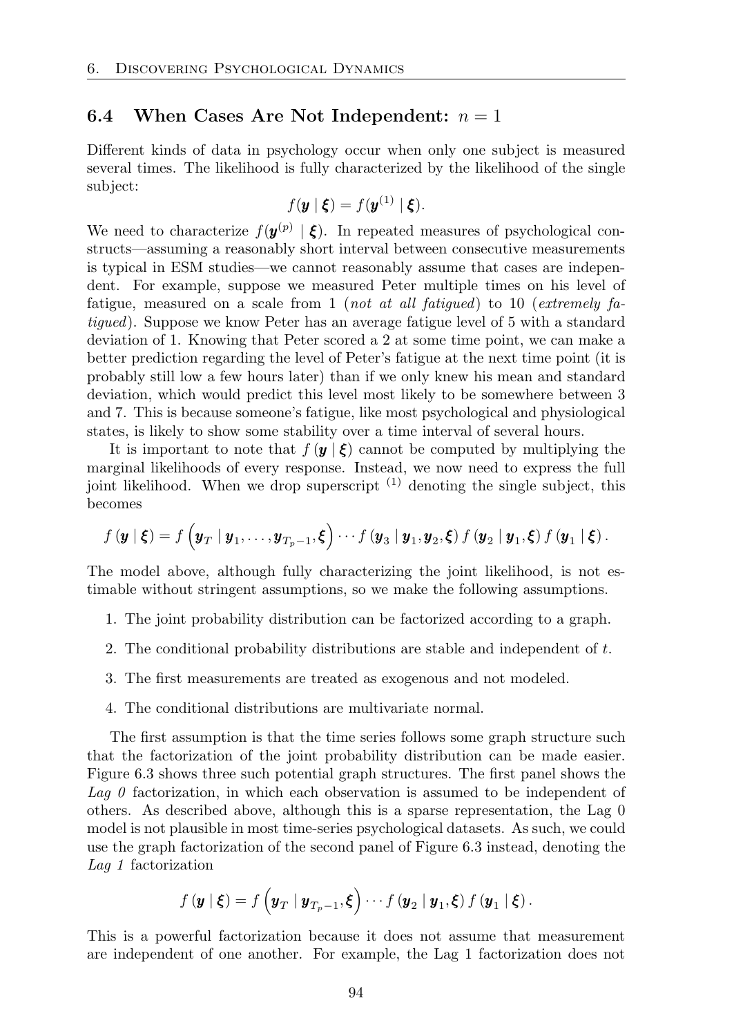## 6.4 When Cases Are Not Independent: $n = 1$

Different kinds of data in psychology occur when only one subject is measured several times. The likelihood is fully characterized by the likelihood of the single subject:

$$f(\boldsymbol{y} \mid \boldsymbol{\xi}) = f(\boldsymbol{y}^{(1)} \mid \boldsymbol{\xi}).$$

We need to characterize $f(\boldsymbol{y}^{(p)} \mid \boldsymbol{\xi})$. In repeated measures of psychological constructs—assuming a reasonably short interval between consecutive measurements is typical in ESM studies—we cannot reasonably assume that cases are independent. For example, suppose we measured Peter multiple times on his level of fatigue, measured on a scale from 1 (*not at all fatigued*) to 10 (*extremely fatigued*). Suppose we know Peter has an average fatigue level of 5 with a standard deviation of 1. Knowing that Peter scored a 2 at some time point, we can make a better prediction regarding the level of Peter's fatigue at the next time point (it is probably still low a few hours later) than if we only knew his mean and standard deviation, which would predict this level most likely to be somewhere between 3 and 7. This is because someone's fatigue, like most psychological and physiological states, is likely to show some stability over a time interval of several hours.

It is important to note that $f(\boldsymbol{y} \mid \boldsymbol{\xi})$ cannot be computed by multiplying the marginal likelihoods of every response. Instead, we now need to express the full joint likelihood. When we drop superscript $^{(1)}$ denoting the single subject, this becomes

$$f(\boldsymbol{y} \mid \boldsymbol{\xi}) = f\left(\boldsymbol{y}_T \mid \boldsymbol{y}_1, \ldots, \boldsymbol{y}_{T_p - 1}, \boldsymbol{\xi}\right) \cdots f(\boldsymbol{y}_3 \mid \boldsymbol{y}_1, \boldsymbol{y}_2, \boldsymbol{\xi})\, f(\boldsymbol{y}_2 \mid \boldsymbol{y}_1, \boldsymbol{\xi})\, f(\boldsymbol{y}_1 \mid \boldsymbol{\xi}).$$

The model above, although fully characterizing the joint likelihood, is not estimable without stringent assumptions, so we make the following assumptions.

1. The joint probability distribution can be factorized according to a graph.
2. The conditional probability distributions are stable and independent of $t$.
3. The first measurements are treated as exogenous and not modeled.
4. The conditional distributions are multivariate normal.

The first assumption is that the time series follows some graph structure such that the factorization of the joint probability distribution can be made easier. Figure 6.3 shows three such potential graph structures. The first panel shows the *Lag 0* factorization, in which each observation is assumed to be independent of others. As described above, although this is a sparse representation, the Lag 0 model is not plausible in most time-series psychological datasets. As such, we could use the graph factorization of the second panel of Figure 6.3 instead, denoting the *Lag 1* factorization

$$f(\boldsymbol{y} \mid \boldsymbol{\xi}) = f\left(\boldsymbol{y}_T \mid \boldsymbol{y}_{T_p - 1}, \boldsymbol{\xi}\right) \cdots f(\boldsymbol{y}_2 \mid \boldsymbol{y}_1, \boldsymbol{\xi})\, f(\boldsymbol{y}_1 \mid \boldsymbol{\xi}).$$

This is a powerful factorization because it does not assume that measurement are independent of one another. For example, the Lag 1 factorization does not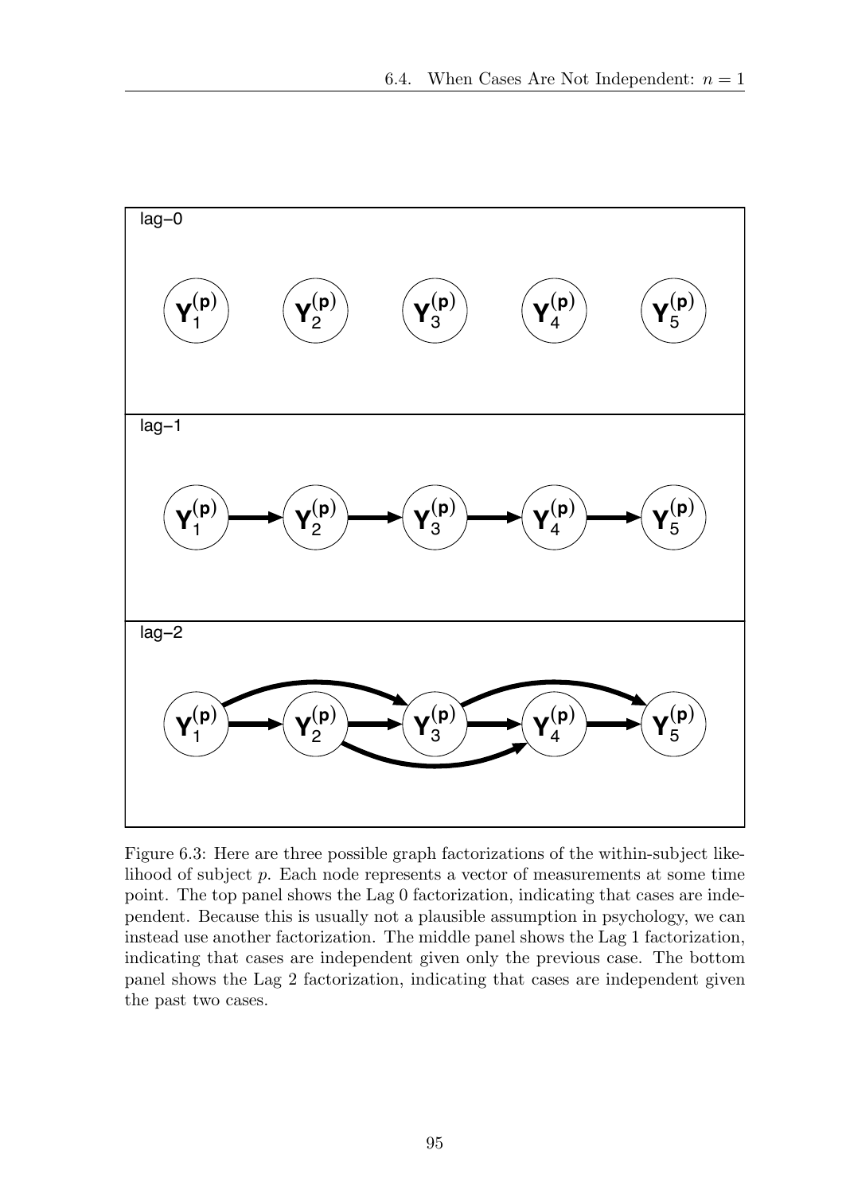Figure 6.3: Here are three possible graph factorizations of the within-subject likelihood of subject $p$. Each node represents a vector of measurements at some time point. The top panel shows the Lag 0 factorization, indicating that cases are independent. Because this is usually not a plausible assumption in psychology, we can instead use another factorization. The middle panel shows the Lag 1 factorization, indicating that cases are independent given only the previous case. The bottom panel shows the Lag 2 factorization, indicating that cases are independent given the past two cases.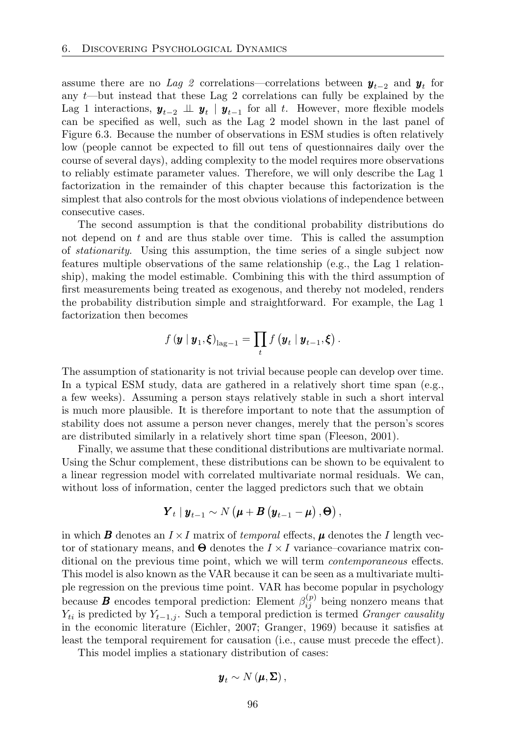assume there are no *Lag 2* correlations—correlations between $\boldsymbol{y}_{t-2}$ and $\boldsymbol{y}_t$ for any $t$—but instead that these Lag 2 correlations can fully be explained by the Lag 1 interactions, $\boldsymbol{y}_{t-2} \perp\!\!\!\perp \boldsymbol{y}_t \mid \boldsymbol{y}_{t-1}$ for all $t$. However, more flexible models can be specified as well, such as the Lag 2 model shown in the last panel of Figure 6.3. Because the number of observations in ESM studies is often relatively low (people cannot be expected to fill out tens of questionnaires daily over the course of several days), adding complexity to the model requires more observations to reliably estimate parameter values. Therefore, we will only describe the Lag 1 factorization in the remainder of this chapter because this factorization is the simplest that also controls for the most obvious violations of independence between consecutive cases.

The second assumption is that the conditional probability distributions do not depend on $t$ and are thus stable over time. This is called the assumption of *stationarity*. Using this assumption, the time series of a single subject now features multiple observations of the same relationship (e.g., the Lag 1 relationship), making the model estimable. Combining this with the third assumption of first measurements being treated as exogenous, and thereby not modeled, renders the probability distribution simple and straightforward. For example, the Lag 1 factorization then becomes

$$f\left(\boldsymbol{y} \mid \boldsymbol{y}_1, \boldsymbol{\xi}\right)_{\text{lag}-1} = \prod_t f\left(\boldsymbol{y}_t \mid \boldsymbol{y}_{t-1}, \boldsymbol{\xi}\right).$$

The assumption of stationarity is not trivial because people can develop over time. In a typical ESM study, data are gathered in a relatively short time span (e.g., a few weeks). Assuming a person stays relatively stable in such a short interval is much more plausible. It is therefore important to note that the assumption of stability does not assume a person never changes, merely that the person's scores are distributed similarly in a relatively short time span (Fleeson, 2001).

Finally, we assume that these conditional distributions are multivariate normal. Using the Schur complement, these distributions can be shown to be equivalent to a linear regression model with correlated multivariate normal residuals. We can, without loss of information, center the lagged predictors such that we obtain

$$\boldsymbol{Y}_t \mid \boldsymbol{y}_{t-1} \sim N\left(\boldsymbol{\mu} + \boldsymbol{B}\left(\boldsymbol{y}_{t-1} - \boldsymbol{\mu}\right), \boldsymbol{\Theta}\right),$$

in which $\boldsymbol{B}$ denotes an $I \times I$ matrix of *temporal* effects, $\boldsymbol{\mu}$ denotes the $I$ length vector of stationary means, and $\boldsymbol{\Theta}$ denotes the $I \times I$ variance–covariance matrix conditional on the previous time point, which we will term *contemporaneous* effects. This model is also known as the VAR because it can be seen as a multivariate multiple regression on the previous time point. VAR has become popular in psychology because $\boldsymbol{B}$ encodes temporal prediction: Element $\beta_{ij}^{(p)}$ being nonzero means that $Y_{ti}$ is predicted by $Y_{t-1,j}$. Such a temporal prediction is termed *Granger causality* in the economic literature (Eichler, 2007; Granger, 1969) because it satisfies at least the temporal requirement for causation (i.e., cause must precede the effect).

This model implies a stationary distribution of cases:

$$\boldsymbol{y}_t \sim N\left(\boldsymbol{\mu}, \boldsymbol{\Sigma}\right),$$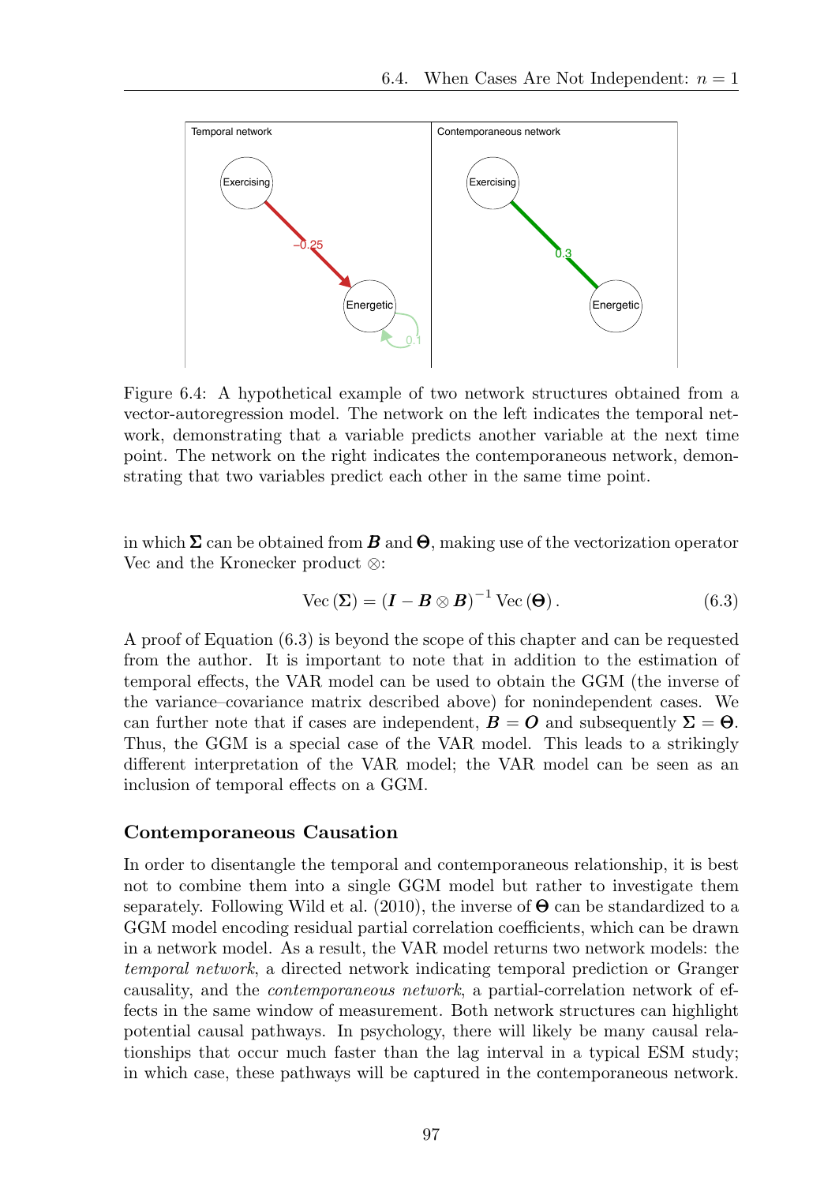Figure 6.4: A hypothetical example of two network structures obtained from a vector-autoregression model. The network on the left indicates the temporal network, demonstrating that a variable predicts another variable at the next time point. The network on the right indicates the contemporaneous network, demonstrating that two variables predict each other in the same time point.

in which $\boldsymbol{\Sigma}$ can be obtained from $\boldsymbol{B}$ and $\boldsymbol{\Theta}$, making use of the vectorization operator Vec and the Kronecker product $\otimes$:

$$\operatorname{Vec}(\boldsymbol{\Sigma}) = (\boldsymbol{I} - \boldsymbol{B} \otimes \boldsymbol{B})^{-1} \operatorname{Vec}(\boldsymbol{\Theta}). \tag{6.3}$$

A proof of Equation (6.3) is beyond the scope of this chapter and can be requested from the author. It is important to note that in addition to the estimation of temporal effects, the VAR model can be used to obtain the GGM (the inverse of the variance–covariance matrix described above) for nonindependent cases. We can further note that if cases are independent, $\boldsymbol{B} = \boldsymbol{O}$ and subsequently $\boldsymbol{\Sigma} = \boldsymbol{\Theta}$. Thus, the GGM is a special case of the VAR model. This leads to a strikingly different interpretation of the VAR model; the VAR model can be seen as an inclusion of temporal effects on a GGM.

### Contemporaneous Causation

In order to disentangle the temporal and contemporaneous relationship, it is best not to combine them into a single GGM model but rather to investigate them separately. Following Wild et al. (2010), the inverse of $\boldsymbol{\Theta}$ can be standardized to a GGM model encoding residual partial correlation coefficients, which can be drawn in a network model. As a result, the VAR model returns two network models: the *temporal network*, a directed network indicating temporal prediction or Granger causality, and the *contemporaneous network*, a partial-correlation network of effects in the same window of measurement. Both network structures can highlight potential causal pathways. In psychology, there will likely be many causal relationships that occur much faster than the lag interval in a typical ESM study; in which case, these pathways will be captured in the contemporaneous network.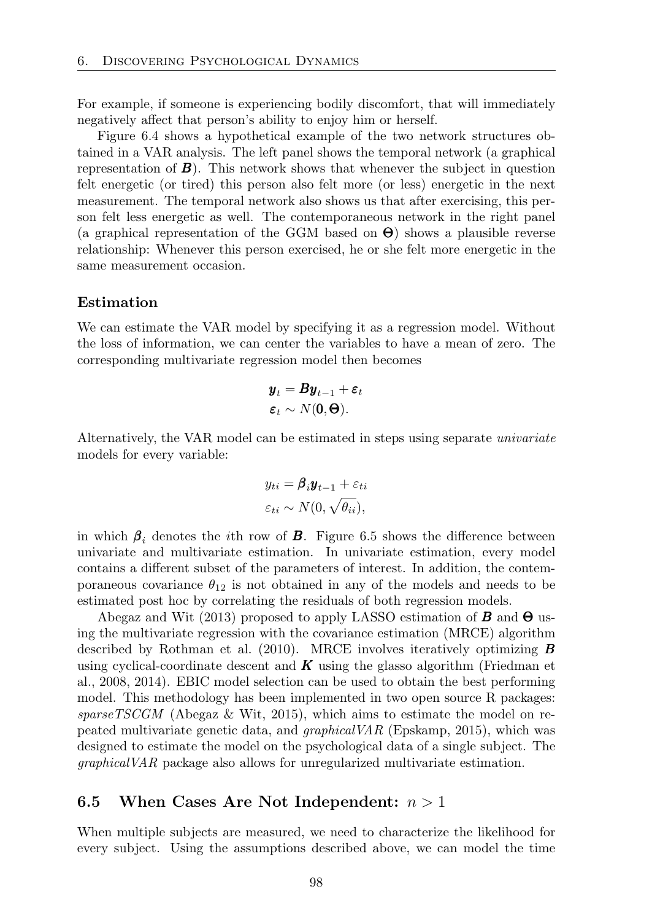For example, if someone is experiencing bodily discomfort, that will immediately negatively affect that person's ability to enjoy him or herself.

Figure 6.4 shows a hypothetical example of the two network structures obtained in a VAR analysis. The left panel shows the temporal network (a graphical representation of $\boldsymbol{B}$). This network shows that whenever the subject in question felt energetic (or tired) this person also felt more (or less) energetic in the next measurement. The temporal network also shows us that after exercising, this person felt less energetic as well. The contemporaneous network in the right panel (a graphical representation of the GGM based on $\boldsymbol{\Theta}$) shows a plausible reverse relationship: Whenever this person exercised, he or she felt more energetic in the same measurement occasion.

### Estimation

We can estimate the VAR model by specifying it as a regression model. Without the loss of information, we can center the variables to have a mean of zero. The corresponding multivariate regression model then becomes

$$
\begin{aligned}
\boldsymbol{y}_t &= \boldsymbol{B}\boldsymbol{y}_{t-1} + \boldsymbol{\varepsilon}_t \\
\boldsymbol{\varepsilon}_t &\sim N(\boldsymbol{0}, \boldsymbol{\Theta}).
\end{aligned}
$$

Alternatively, the VAR model can be estimated in steps using separate *univariate* models for every variable:

$$
\begin{aligned}
y_{ti} &= \boldsymbol{\beta}_i \boldsymbol{y}_{t-1} + \varepsilon_{ti} \\
\varepsilon_{ti} &\sim N(0, \sqrt{\theta_{ii}}),
\end{aligned}
$$

in which $\boldsymbol{\beta}_i$ denotes the $i$th row of $\boldsymbol{B}$. Figure 6.5 shows the difference between univariate and multivariate estimation. In univariate estimation, every model contains a different subset of the parameters of interest. In addition, the contemporaneous covariance $\theta_{12}$ is not obtained in any of the models and needs to be estimated post hoc by correlating the residuals of both regression models.

Abegaz and Wit (2013) proposed to apply LASSO estimation of $\boldsymbol{B}$ and $\boldsymbol{\Theta}$ using the multivariate regression with the covariance estimation (MRCE) algorithm described by Rothman et al. (2010). MRCE involves iteratively optimizing $\boldsymbol{B}$ using cyclical-coordinate descent and $\boldsymbol{K}$ using the glasso algorithm (Friedman et al., 2008, 2014). EBIC model selection can be used to obtain the best performing model. This methodology has been implemented in two open source R packages: *sparseTSCGM* (Abegaz & Wit, 2015), which aims to estimate the model on repeated multivariate genetic data, and *graphicalVAR* (Epskamp, 2015), which was designed to estimate the model on the psychological data of a single subject. The *graphicalVAR* package also allows for unregularized multivariate estimation.

## 6.5 When Cases Are Not Independent: $n > 1$

When multiple subjects are measured, we need to characterize the likelihood for every subject. Using the assumptions described above, we can model the time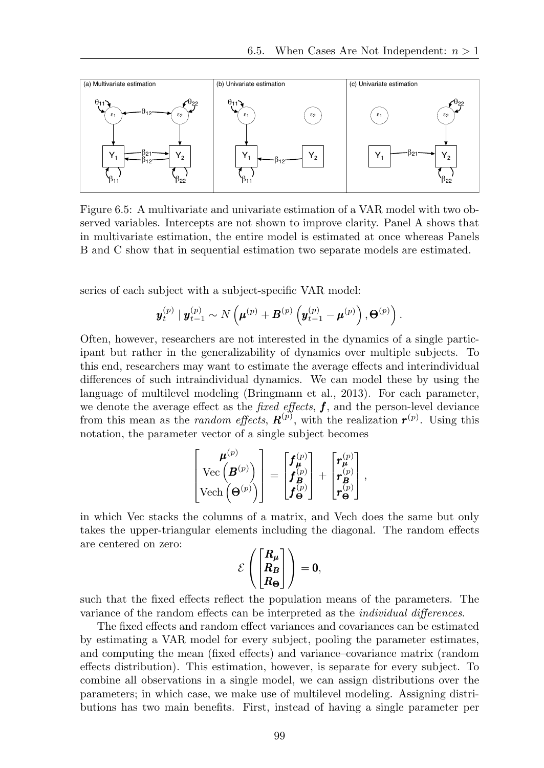Figure 6.5: A multivariate and univariate estimation of a VAR model with two observed variables. Intercepts are not shown to improve clarity. Panel A shows that in multivariate estimation, the entire model is estimated at once whereas Panels B and C show that in sequential estimation two separate models are estimated.

series of each subject with a subject-specific VAR model:

$$\boldsymbol{y}_t^{(p)} \mid \boldsymbol{y}_{t-1}^{(p)} \sim N\left(\boldsymbol{\mu}^{(p)} + \boldsymbol{B}^{(p)}\left(\boldsymbol{y}_{t-1}^{(p)} - \boldsymbol{\mu}^{(p)}\right), \boldsymbol{\Theta}^{(p)}\right).$$

Often, however, researchers are not interested in the dynamics of a single participant but rather in the generalizability of dynamics over multiple subjects. To this end, researchers may want to estimate the average effects and interindividual differences of such intraindividual dynamics. We can model these by using the language of multilevel modeling (Bringmann et al., 2013). For each parameter, we denote the average effect as the *fixed effects*, $\boldsymbol{f}$, and the person-level deviance from this mean as the *random effects*, $\boldsymbol{R}^{(p)}$, with the realization $\boldsymbol{r}^{(p)}$. Using this notation, the parameter vector of a single subject becomes

$$\begin{bmatrix} \boldsymbol{\mu}^{(p)} \\ \text{Vec}\left(\boldsymbol{B}^{(p)}\right) \\ \text{Vech}\left(\boldsymbol{\Theta}^{(p)}\right) \end{bmatrix} = \begin{bmatrix} \boldsymbol{f}_{\boldsymbol{\mu}}^{(p)} \\ \boldsymbol{f}_{\boldsymbol{B}}^{(p)} \\ \boldsymbol{f}_{\boldsymbol{\Theta}}^{(p)} \end{bmatrix} + \begin{bmatrix} \boldsymbol{r}_{\boldsymbol{\mu}}^{(p)} \\ \boldsymbol{r}_{\boldsymbol{B}}^{(p)} \\ \boldsymbol{r}_{\boldsymbol{\Theta}}^{(p)} \end{bmatrix},$$

in which Vec stacks the columns of a matrix, and Vech does the same but only takes the upper-triangular elements including the diagonal. The random effects are centered on zero:

$$\mathcal{E}\left(\begin{bmatrix} \boldsymbol{R}_{\boldsymbol{\mu}} \\ \boldsymbol{R}_{\boldsymbol{B}} \\ \boldsymbol{R}_{\boldsymbol{\Theta}} \end{bmatrix}\right) = \boldsymbol{0},$$

such that the fixed effects reflect the population means of the parameters. The variance of the random effects can be interpreted as the *individual differences*.

The fixed effects and random effect variances and covariances can be estimated by estimating a VAR model for every subject, pooling the parameter estimates, and computing the mean (fixed effects) and variance–covariance matrix (random effects distribution). This estimation, however, is separate for every subject. To combine all observations in a single model, we can assign distributions over the parameters; in which case, we make use of multilevel modeling. Assigning distributions has two main benefits. First, instead of having a single parameter per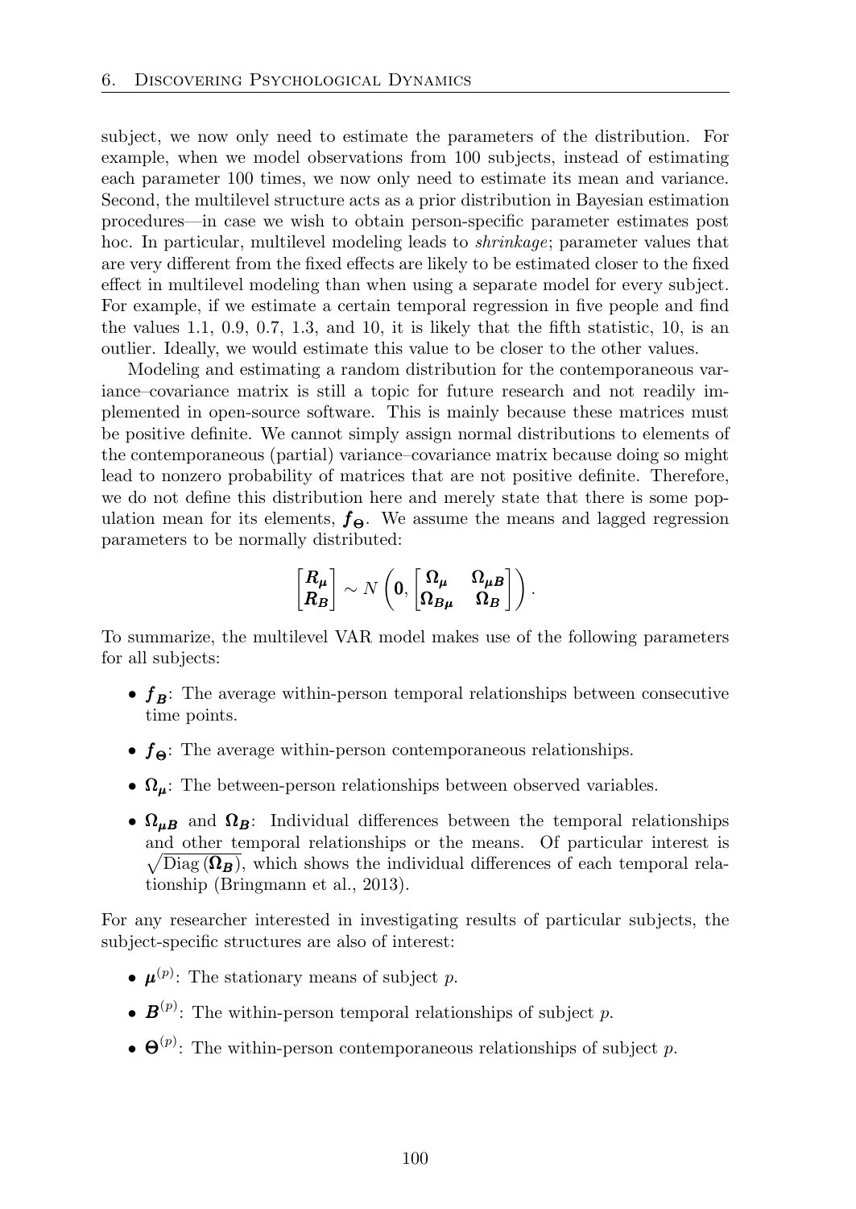subject, we now only need to estimate the parameters of the distribution. For example, when we model observations from 100 subjects, instead of estimating each parameter 100 times, we now only need to estimate its mean and variance. Second, the multilevel structure acts as a prior distribution in Bayesian estimation procedures—in case we wish to obtain person-specific parameter estimates post hoc. In particular, multilevel modeling leads to *shrinkage*; parameter values that are very different from the fixed effects are likely to be estimated closer to the fixed effect in multilevel modeling than when using a separate model for every subject. For example, if we estimate a certain temporal regression in five people and find the values 1.1, 0.9, 0.7, 1.3, and 10, it is likely that the fifth statistic, 10, is an outlier. Ideally, we would estimate this value to be closer to the other values.

Modeling and estimating a random distribution for the contemporaneous variance–covariance matrix is still a topic for future research and not readily implemented in open-source software. This is mainly because these matrices must be positive definite. We cannot simply assign normal distributions to elements of the contemporaneous (partial) variance–covariance matrix because doing so might lead to nonzero probability of matrices that are not positive definite. Therefore, we do not define this distribution here and merely state that there is some population mean for its elements, $\boldsymbol{f_\Theta}$. We assume the means and lagged regression parameters to be normally distributed:

$$\begin{bmatrix} \boldsymbol{R_\mu} \\ \boldsymbol{R_B} \end{bmatrix} \sim N\left(\boldsymbol{0}, \begin{bmatrix} \boldsymbol{\Omega_\mu} & \boldsymbol{\Omega_{\mu B}} \\ \boldsymbol{\Omega_{B\mu}} & \boldsymbol{\Omega_B} \end{bmatrix}\right).$$

To summarize, the multilevel VAR model makes use of the following parameters for all subjects:

- $\boldsymbol{f_B}$: The average within-person temporal relationships between consecutive time points.
- $\boldsymbol{f_\Theta}$: The average within-person contemporaneous relationships.
- $\boldsymbol{\Omega_\mu}$: The between-person relationships between observed variables.
- $\boldsymbol{\Omega_{\mu B}}$ and $\boldsymbol{\Omega_B}$: Individual differences between the temporal relationships and other temporal relationships or the means. Of particular interest is $\sqrt{\text{Diag}\left(\boldsymbol{\Omega_B}\right)}$, which shows the individual differences of each temporal relationship (Bringmann et al., 2013).

For any researcher interested in investigating results of particular subjects, the subject-specific structures are also of interest:

- $\boldsymbol{\mu}^{(p)}$: The stationary means of subject $p$.
- $\boldsymbol{B}^{(p)}$: The within-person temporal relationships of subject $p$.
- $\boldsymbol{\Theta}^{(p)}$: The within-person contemporaneous relationships of subject $p$.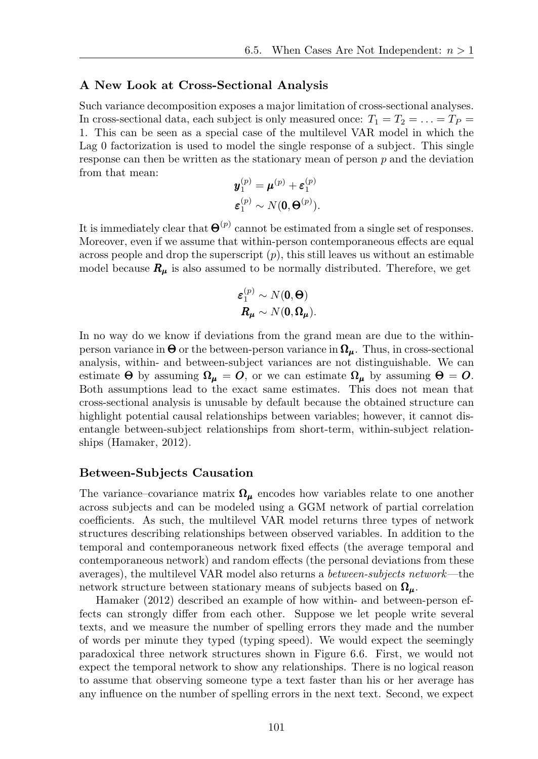### A New Look at Cross-Sectional Analysis

Such variance decomposition exposes a major limitation of cross-sectional analyses. In cross-sectional data, each subject is only measured once: $T_1 = T_2 = \ldots = T_P = 1$. This can be seen as a special case of the multilevel VAR model in which the Lag 0 factorization is used to model the single response of a subject. This single response can then be written as the stationary mean of person $p$ and the deviation from that mean:

$$
\begin{aligned}
\boldsymbol{y}_1^{(p)} &= \boldsymbol{\mu}^{(p)} + \boldsymbol{\varepsilon}_1^{(p)} \\
\boldsymbol{\varepsilon}_1^{(p)} &\sim N(\boldsymbol{0}, \boldsymbol{\Theta}^{(p)}).
\end{aligned}
$$

It is immediately clear that $\boldsymbol{\Theta}^{(p)}$ cannot be estimated from a single set of responses. Moreover, even if we assume that within-person contemporaneous effects are equal across people and drop the superscript $(p)$, this still leaves us without an estimable model because $\boldsymbol{R}_{\boldsymbol{\mu}}$ is also assumed to be normally distributed. Therefore, we get

$$
\begin{aligned}
\boldsymbol{\varepsilon}_1^{(p)} &\sim N(\boldsymbol{0}, \boldsymbol{\Theta}) \\
\boldsymbol{R}_{\boldsymbol{\mu}} &\sim N(\boldsymbol{0}, \boldsymbol{\Omega}_{\boldsymbol{\mu}}).
\end{aligned}
$$

In no way do we know if deviations from the grand mean are due to the within-person variance in $\boldsymbol{\Theta}$ or the between-person variance in $\boldsymbol{\Omega}_{\boldsymbol{\mu}}$. Thus, in cross-sectional analysis, within- and between-subject variances are not distinguishable. We can estimate $\boldsymbol{\Theta}$ by assuming $\boldsymbol{\Omega}_{\boldsymbol{\mu}} = \boldsymbol{O}$, or we can estimate $\boldsymbol{\Omega}_{\boldsymbol{\mu}}$ by assuming $\boldsymbol{\Theta} = \boldsymbol{O}$. Both assumptions lead to the exact same estimates. This does not mean that cross-sectional analysis is unusable by default because the obtained structure can highlight potential causal relationships between variables; however, it cannot disentangle between-subject relationships from short-term, within-subject relationships (Hamaker, 2012).

### Between-Subjects Causation

The variance–covariance matrix $\boldsymbol{\Omega}_{\boldsymbol{\mu}}$ encodes how variables relate to one another across subjects and can be modeled using a GGM network of partial correlation coefficients. As such, the multilevel VAR model returns three types of network structures describing relationships between observed variables. In addition to the temporal and contemporaneous network fixed effects (the average temporal and contemporaneous network) and random effects (the personal deviations from these averages), the multilevel VAR model also returns a *between-subjects network*—the network structure between stationary means of subjects based on $\boldsymbol{\Omega}_{\boldsymbol{\mu}}$.

Hamaker (2012) described an example of how within- and between-person effects can strongly differ from each other. Suppose we let people write several texts, and we measure the number of spelling errors they made and the number of words per minute they typed (typing speed). We would expect the seemingly paradoxical three network structures shown in Figure 6.6. First, we would not expect the temporal network to show any relationships. There is no logical reason to assume that observing someone type a text faster than his or her average has any influence on the number of spelling errors in the next text. Second, we expect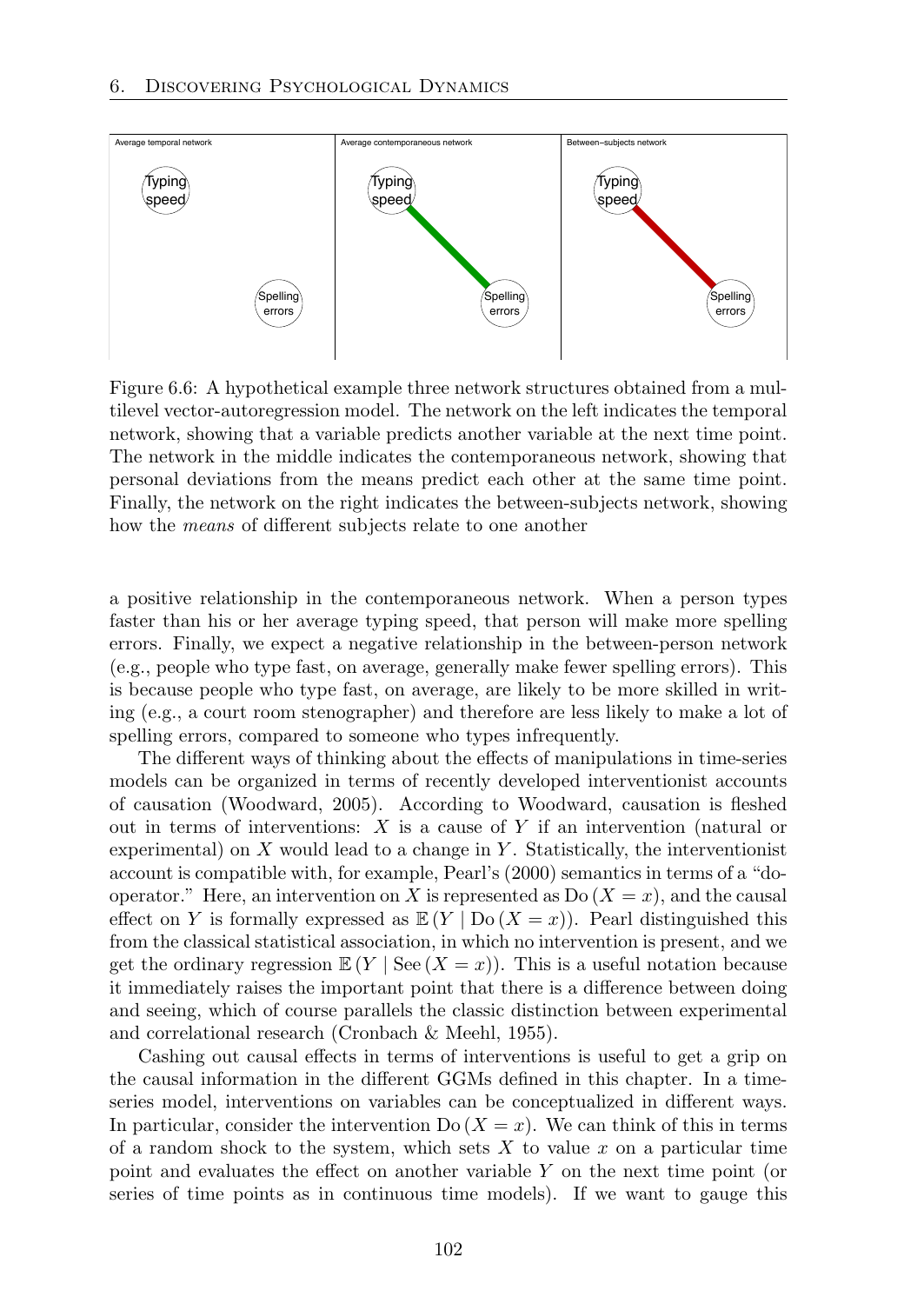Figure 6.6: A hypothetical example three network structures obtained from a multilevel vector-autoregression model. The network on the left indicates the temporal network, showing that a variable predicts another variable at the next time point. The network in the middle indicates the contemporaneous network, showing that personal deviations from the means predict each other at the same time point. Finally, the network on the right indicates the between-subjects network, showing how the *means* of different subjects relate to one another

a positive relationship in the contemporaneous network. When a person types faster than his or her average typing speed, that person will make more spelling errors. Finally, we expect a negative relationship in the between-person network (e.g., people who type fast, on average, generally make fewer spelling errors). This is because people who type fast, on average, are likely to be more skilled in writing (e.g., a court room stenographer) and therefore are less likely to make a lot of spelling errors, compared to someone who types infrequently.

The different ways of thinking about the effects of manipulations in time-series models can be organized in terms of recently developed interventionist accounts of causation (Woodward, 2005). According to Woodward, causation is fleshed out in terms of interventions: $X$ is a cause of $Y$ if an intervention (natural or experimental) on $X$ would lead to a change in $Y$. Statistically, the interventionist account is compatible with, for example, Pearl's (2000) semantics in terms of a "do-operator." Here, an intervention on $X$ is represented as $\text{Do}(X = x)$, and the causal effect on $Y$ is formally expressed as $\mathbb{E}(Y \mid \text{Do}(X = x))$. Pearl distinguished this from the classical statistical association, in which no intervention is present, and we get the ordinary regression $\mathbb{E}(Y \mid \text{See}(X = x))$. This is a useful notation because it immediately raises the important point that there is a difference between doing and seeing, which of course parallels the classic distinction between experimental and correlational research (Cronbach & Meehl, 1955).

Cashing out causal effects in terms of interventions is useful to get a grip on the causal information in the different GGMs defined in this chapter. In a time-series model, interventions on variables can be conceptualized in different ways. In particular, consider the intervention $\text{Do}(X = x)$. We can think of this in terms of a random shock to the system, which sets $X$ to value $x$ on a particular time point and evaluates the effect on another variable $Y$ on the next time point (or series of time points as in continuous time models). If we want to gauge this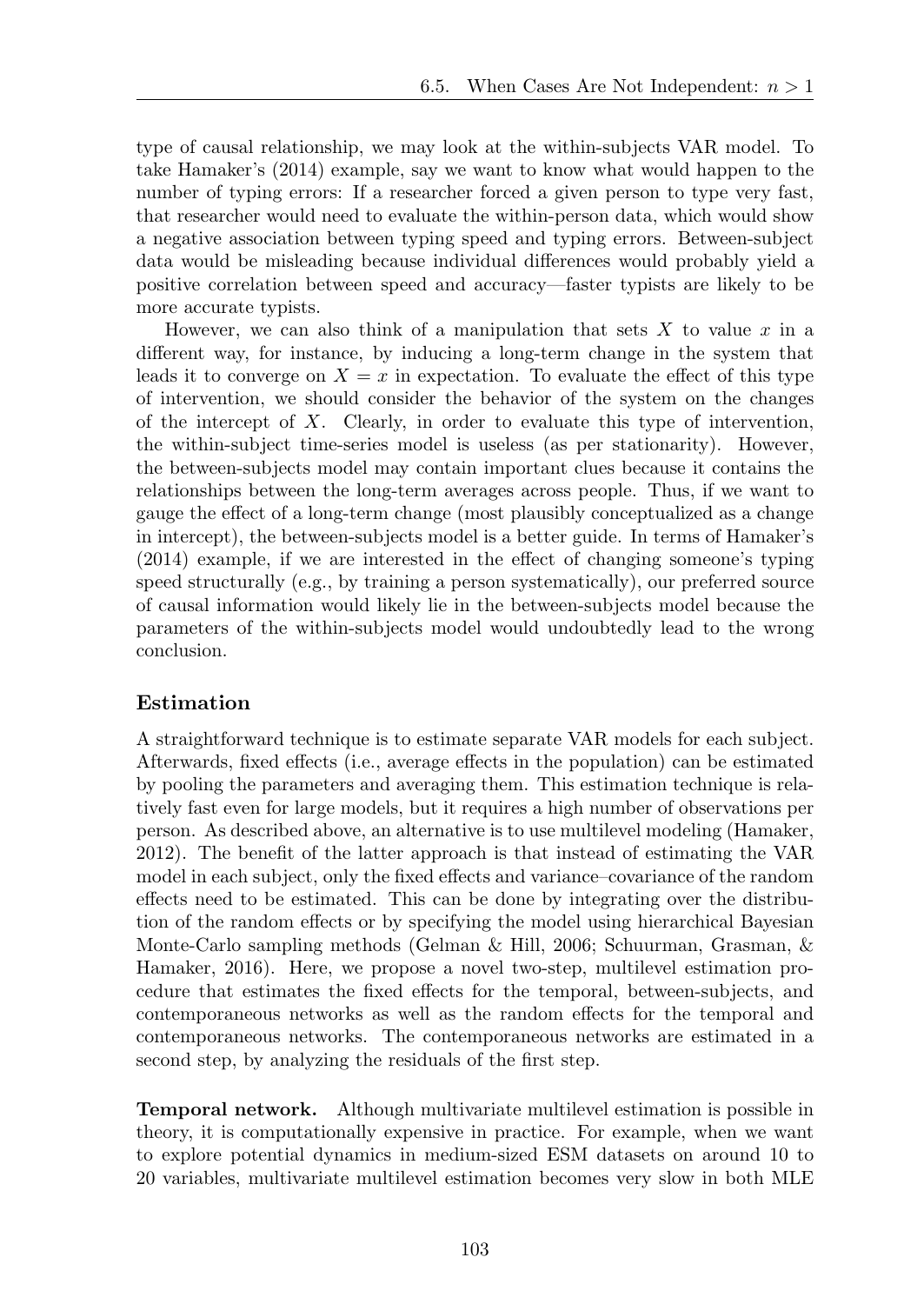type of causal relationship, we may look at the within-subjects VAR model. To take Hamaker's (2014) example, say we want to know what would happen to the number of typing errors: If a researcher forced a given person to type very fast, that researcher would need to evaluate the within-person data, which would show a negative association between typing speed and typing errors. Between-subject data would be misleading because individual differences would probably yield a positive correlation between speed and accuracy—faster typists are likely to be more accurate typists.

However, we can also think of a manipulation that sets $X$ to value $x$ in a different way, for instance, by inducing a long-term change in the system that leads it to converge on $X = x$ in expectation. To evaluate the effect of this type of intervention, we should consider the behavior of the system on the changes of the intercept of $X$. Clearly, in order to evaluate this type of intervention, the within-subject time-series model is useless (as per stationarity). However, the between-subjects model may contain important clues because it contains the relationships between the long-term averages across people. Thus, if we want to gauge the effect of a long-term change (most plausibly conceptualized as a change in intercept), the between-subjects model is a better guide. In terms of Hamaker's (2014) example, if we are interested in the effect of changing someone's typing speed structurally (e.g., by training a person systematically), our preferred source of causal information would likely lie in the between-subjects model because the parameters of the within-subjects model would undoubtedly lead to the wrong conclusion.

### Estimation

A straightforward technique is to estimate separate VAR models for each subject. Afterwards, fixed effects (i.e., average effects in the population) can be estimated by pooling the parameters and averaging them. This estimation technique is relatively fast even for large models, but it requires a high number of observations per person. As described above, an alternative is to use multilevel modeling (Hamaker, 2012). The benefit of the latter approach is that instead of estimating the VAR model in each subject, only the fixed effects and variance–covariance of the random effects need to be estimated. This can be done by integrating over the distribution of the random effects or by specifying the model using hierarchical Bayesian Monte-Carlo sampling methods (Gelman & Hill, 2006; Schuurman, Grasman, & Hamaker, 2016). Here, we propose a novel two-step, multilevel estimation procedure that estimates the fixed effects for the temporal, between-subjects, and contemporaneous networks as well as the random effects for the temporal and contemporaneous networks. The contemporaneous networks are estimated in a second step, by analyzing the residuals of the first step.

**Temporal network.** Although multivariate multilevel estimation is possible in theory, it is computationally expensive in practice. For example, when we want to explore potential dynamics in medium-sized ESM datasets on around 10 to 20 variables, multivariate multilevel estimation becomes very slow in both MLE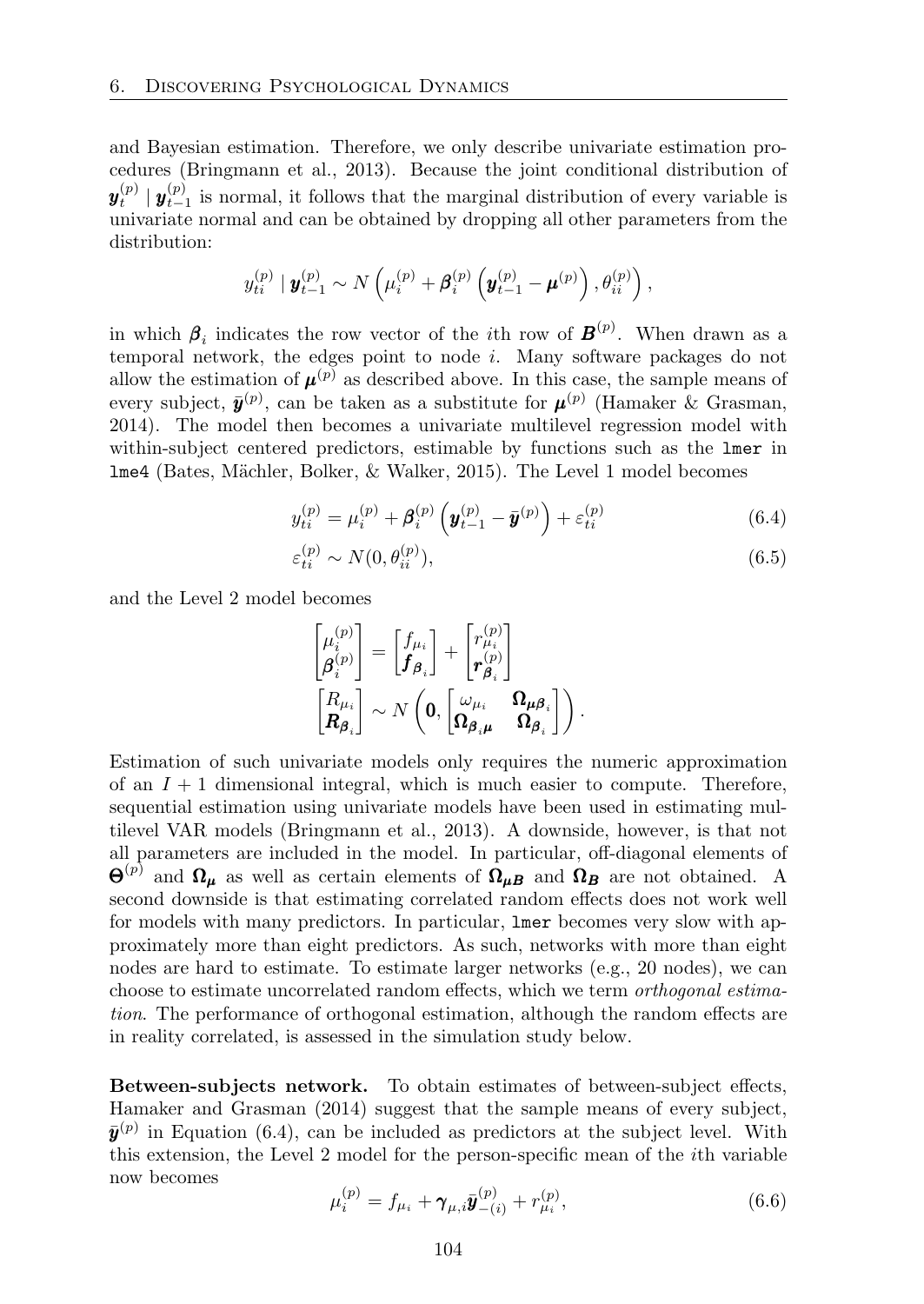and Bayesian estimation. Therefore, we only describe univariate estimation procedures (Bringmann et al., 2013). Because the joint conditional distribution of $\boldsymbol{y}_t^{(p)} \mid \boldsymbol{y}_{t-1}^{(p)}$ is normal, it follows that the marginal distribution of every variable is univariate normal and can be obtained by dropping all other parameters from the distribution:

$$y_{ti}^{(p)} \mid \boldsymbol{y}_{t-1}^{(p)} \sim N\left(\mu_i^{(p)} + \boldsymbol{\beta}_i^{(p)}\left(\boldsymbol{y}_{t-1}^{(p)} - \boldsymbol{\mu}^{(p)}\right), \theta_{ii}^{(p)}\right),$$

in which $\boldsymbol{\beta}_i$ indicates the row vector of the $i$th row of $\boldsymbol{B}^{(p)}$. When drawn as a temporal network, the edges point to node $i$. Many software packages do not allow the estimation of $\boldsymbol{\mu}^{(p)}$ as described above. In this case, the sample means of every subject, $\bar{\boldsymbol{y}}^{(p)}$, can be taken as a substitute for $\boldsymbol{\mu}^{(p)}$ (Hamaker & Grasman, 2014). The model then becomes a univariate multilevel regression model with within-subject centered predictors, estimable by functions such as the `lmer` in `lme4` (Bates, Mächler, Bolker, & Walker, 2015). The Level 1 model becomes

$$y_{ti}^{(p)} = \mu_i^{(p)} + \boldsymbol{\beta}_i^{(p)}\left(\boldsymbol{y}_{t-1}^{(p)} - \bar{\boldsymbol{y}}^{(p)}\right) + \varepsilon_{ti}^{(p)} \tag{6.4}$$

$$\varepsilon_{ti}^{(p)} \sim N(0, \theta_{ii}^{(p)}), \tag{6.5}$$

and the Level 2 model becomes

$$\begin{bmatrix} \mu_i^{(p)} \\ \boldsymbol{\beta}_i^{(p)} \end{bmatrix} = \begin{bmatrix} f_{\mu_i} \\ \boldsymbol{f}_{\boldsymbol{\beta}_i} \end{bmatrix} + \begin{bmatrix} r_{\mu_i}^{(p)} \\ \boldsymbol{r}_{\boldsymbol{\beta}_i}^{(p)} \end{bmatrix}$$

$$\begin{bmatrix} R_{\mu_i} \\ \boldsymbol{R}_{\boldsymbol{\beta}_i} \end{bmatrix} \sim N\left(\boldsymbol{0}, \begin{bmatrix} \omega_{\mu_i} & \boldsymbol{\Omega}_{\boldsymbol{\mu}\boldsymbol{\beta}_i} \\ \boldsymbol{\Omega}_{\boldsymbol{\beta}_i\boldsymbol{\mu}} & \boldsymbol{\Omega}_{\boldsymbol{\beta}_i} \end{bmatrix}\right).$$

Estimation of such univariate models only requires the numeric approximation of an $I + 1$ dimensional integral, which is much easier to compute. Therefore, sequential estimation using univariate models have been used in estimating multilevel VAR models (Bringmann et al., 2013). A downside, however, is that not all parameters are included in the model. In particular, off-diagonal elements of $\boldsymbol{\Theta}^{(p)}$ and $\boldsymbol{\Omega}_{\boldsymbol{\mu}}$ as well as certain elements of $\boldsymbol{\Omega}_{\boldsymbol{\mu}\boldsymbol{B}}$ and $\boldsymbol{\Omega}_{\boldsymbol{B}}$ are not obtained. A second downside is that estimating correlated random effects does not work well for models with many predictors. In particular, `lmer` becomes very slow with approximately more than eight predictors. As such, networks with more than eight nodes are hard to estimate. To estimate larger networks (e.g., 20 nodes), we can choose to estimate uncorrelated random effects, which we term *orthogonal estimation*. The performance of orthogonal estimation, although the random effects are in reality correlated, is assessed in the simulation study below.

**Between-subjects network.** To obtain estimates of between-subject effects, Hamaker and Grasman (2014) suggest that the sample means of every subject, $\bar{\boldsymbol{y}}^{(p)}$ in Equation (6.4), can be included as predictors at the subject level. With this extension, the Level 2 model for the person-specific mean of the $i$th variable now becomes

$$\mu_i^{(p)} = f_{\mu_i} + \boldsymbol{\gamma}_{\mu,i}\bar{\boldsymbol{y}}_{-(i)}^{(p)} + r_{\mu_i}^{(p)}, \tag{6.6}$$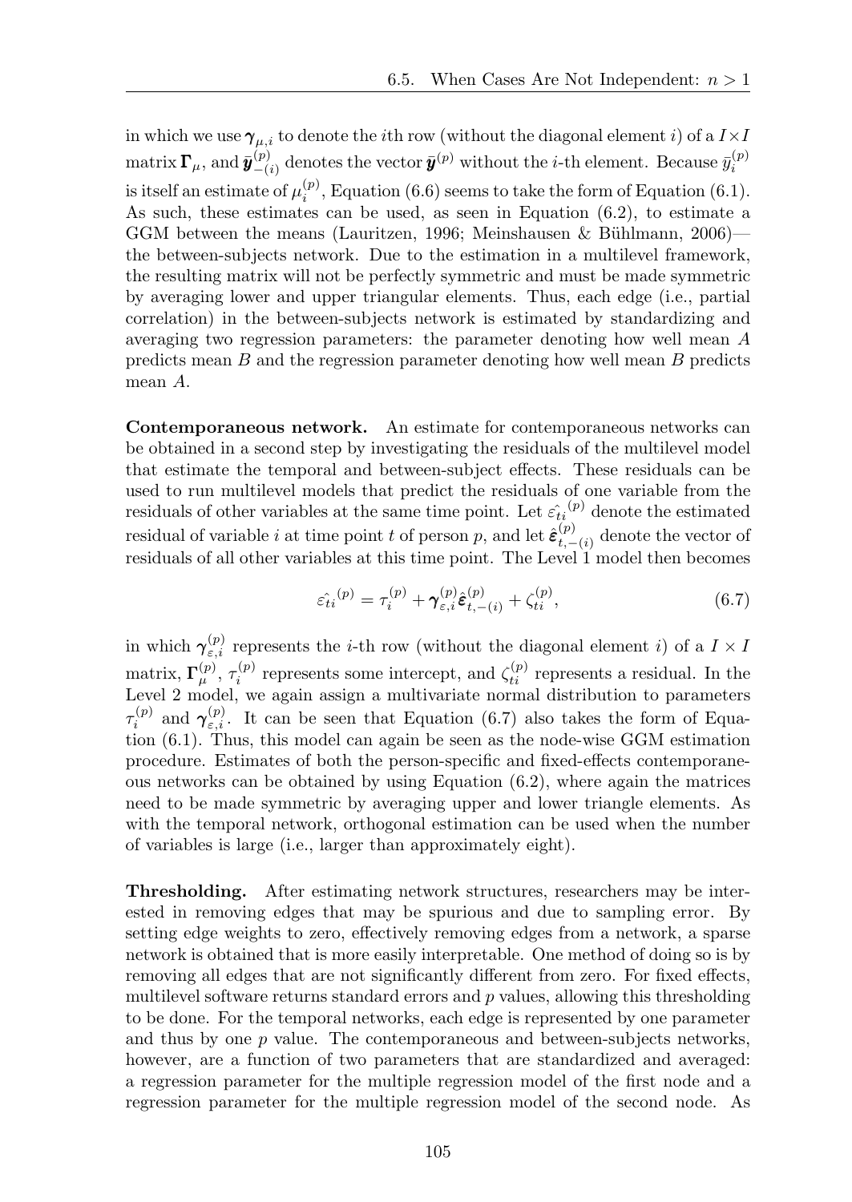in which we use $\boldsymbol{\gamma}_{\mu,i}$ to denote the $i$th row (without the diagonal element $i$) of a $I \times I$ matrix $\boldsymbol{\Gamma}_{\mu}$, and $\bar{\boldsymbol{y}}^{(p)}_{-(i)}$ denotes the vector $\bar{\boldsymbol{y}}^{(p)}$ without the $i$-th element. Because $\bar{y}^{(p)}_i$ is itself an estimate of $\mu^{(p)}_i$, Equation (6.6) seems to take the form of Equation (6.1). As such, these estimates can be used, as seen in Equation (6.2), to estimate a GGM between the means (Lauritzen, 1996; Meinshausen & Bühlmann, 2006)—the between-subjects network. Due to the estimation in a multilevel framework, the resulting matrix will not be perfectly symmetric and must be made symmetric by averaging lower and upper triangular elements. Thus, each edge (i.e., partial correlation) in the between-subjects network is estimated by standardizing and averaging two regression parameters: the parameter denoting how well mean $A$ predicts mean $B$ and the regression parameter denoting how well mean $B$ predicts mean $A$.

**Contemporaneous network.** An estimate for contemporaneous networks can be obtained in a second step by investigating the residuals of the multilevel model that estimate the temporal and between-subject effects. These residuals can be used to run multilevel models that predict the residuals of one variable from the residuals of other variables at the same time point. Let $\hat{\varepsilon_{ti}}^{(p)}$ denote the estimated residual of variable $i$ at time point $t$ of person $p$, and let $\hat{\boldsymbol{\varepsilon}}^{(p)}_{t,-(i)}$ denote the vector of residuals of all other variables at this time point. The Level 1 model then becomes

$$\hat{\varepsilon_{ti}}^{(p)} = \tau^{(p)}_i + \boldsymbol{\gamma}^{(p)}_{\varepsilon,i} \hat{\boldsymbol{\varepsilon}}^{(p)}_{t,-(i)} + \zeta^{(p)}_{ti}, \tag{6.7}$$

in which $\boldsymbol{\gamma}^{(p)}_{\varepsilon,i}$ represents the $i$-th row (without the diagonal element $i$) of a $I \times I$ matrix, $\boldsymbol{\Gamma}^{(p)}_{\mu}$, $\tau^{(p)}_i$ represents some intercept, and $\zeta^{(p)}_{ti}$ represents a residual. In the Level 2 model, we again assign a multivariate normal distribution to parameters $\tau^{(p)}_i$ and $\boldsymbol{\gamma}^{(p)}_{\varepsilon,i}$. It can be seen that Equation (6.7) also takes the form of Equation (6.1). Thus, this model can again be seen as the node-wise GGM estimation procedure. Estimates of both the person-specific and fixed-effects contemporaneous networks can be obtained by using Equation (6.2), where again the matrices need to be made symmetric by averaging upper and lower triangle elements. As with the temporal network, orthogonal estimation can be used when the number of variables is large (i.e., larger than approximately eight).

**Thresholding.** After estimating network structures, researchers may be interested in removing edges that may be spurious and due to sampling error. By setting edge weights to zero, effectively removing edges from a network, a sparse network is obtained that is more easily interpretable. One method of doing so is by removing all edges that are not significantly different from zero. For fixed effects, multilevel software returns standard errors and $p$ values, allowing this thresholding to be done. For the temporal networks, each edge is represented by one parameter and thus by one $p$ value. The contemporaneous and between-subjects networks, however, are a function of two parameters that are standardized and averaged: a regression parameter for the multiple regression model of the first node and a regression parameter for the multiple regression model of the second node. As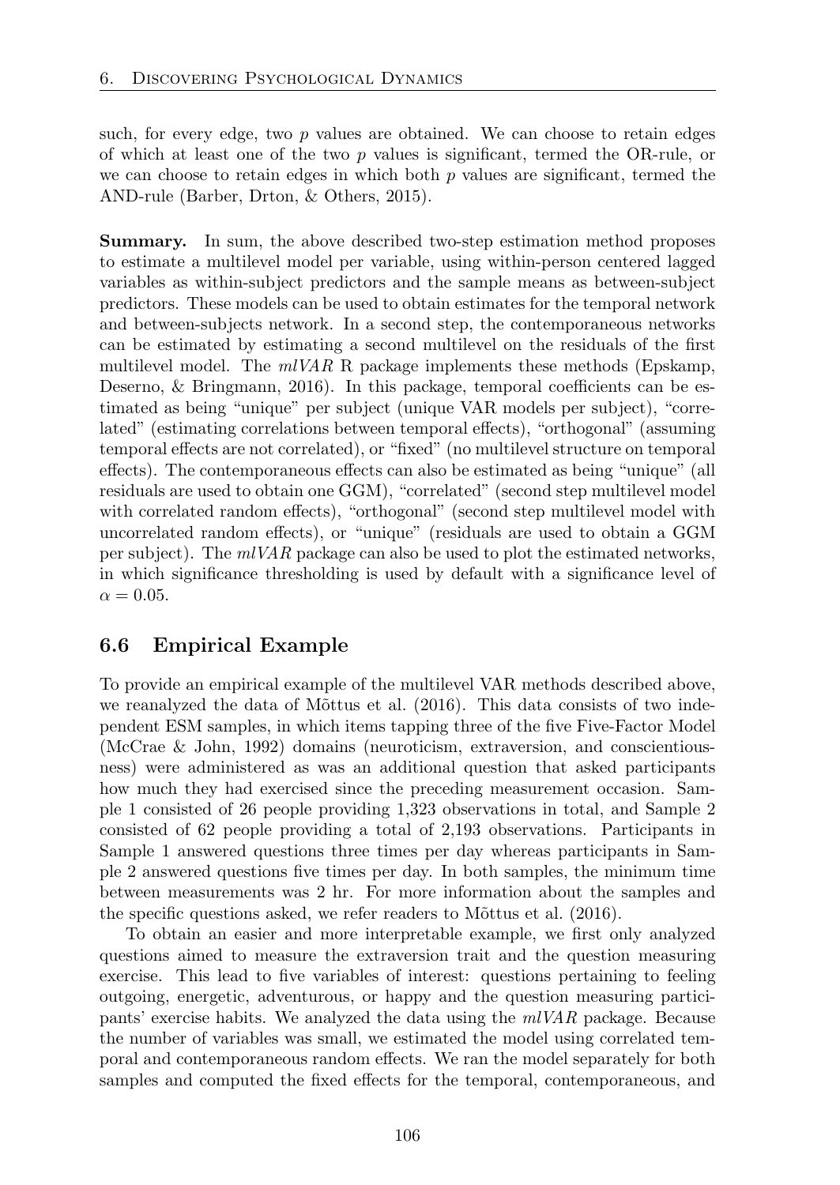such, for every edge, two $p$ values are obtained. We can choose to retain edges of which at least one of the two $p$ values is significant, termed the OR-rule, or we can choose to retain edges in which both $p$ values are significant, termed the AND-rule (Barber, Drton, & Others, 2015).

**Summary.** In sum, the above described two-step estimation method proposes to estimate a multilevel model per variable, using within-person centered lagged variables as within-subject predictors and the sample means as between-subject predictors. These models can be used to obtain estimates for the temporal network and between-subjects network. In a second step, the contemporaneous networks can be estimated by estimating a second multilevel on the residuals of the first multilevel model. The *mlVAR* R package implements these methods (Epskamp, Deserno, & Bringmann, 2016). In this package, temporal coefficients can be estimated as being "unique" per subject (unique VAR models per subject), "correlated" (estimating correlations between temporal effects), "orthogonal" (assuming temporal effects are not correlated), or "fixed" (no multilevel structure on temporal effects). The contemporaneous effects can also be estimated as being "unique" (all residuals are used to obtain one GGM), "correlated" (second step multilevel model with correlated random effects), "orthogonal" (second step multilevel model with uncorrelated random effects), or "unique" (residuals are used to obtain a GGM per subject). The *mlVAR* package can also be used to plot the estimated networks, in which significance thresholding is used by default with a significance level of $\alpha = 0.05$.

## 6.6 Empirical Example

To provide an empirical example of the multilevel VAR methods described above, we reanalyzed the data of Mõttus et al. (2016). This data consists of two independent ESM samples, in which items tapping three of the five Five-Factor Model (McCrae & John, 1992) domains (neuroticism, extraversion, and conscientiousness) were administered as was an additional question that asked participants how much they had exercised since the preceding measurement occasion. Sample 1 consisted of 26 people providing 1,323 observations in total, and Sample 2 consisted of 62 people providing a total of 2,193 observations. Participants in Sample 1 answered questions three times per day whereas participants in Sample 2 answered questions five times per day. In both samples, the minimum time between measurements was 2 hr. For more information about the samples and the specific questions asked, we refer readers to Mõttus et al. (2016).

To obtain an easier and more interpretable example, we first only analyzed questions aimed to measure the extraversion trait and the question measuring exercise. This lead to five variables of interest: questions pertaining to feeling outgoing, energetic, adventurous, or happy and the question measuring participants' exercise habits. We analyzed the data using the *mlVAR* package. Because the number of variables was small, we estimated the model using correlated temporal and contemporaneous random effects. We ran the model separately for both samples and computed the fixed effects for the temporal, contemporaneous, and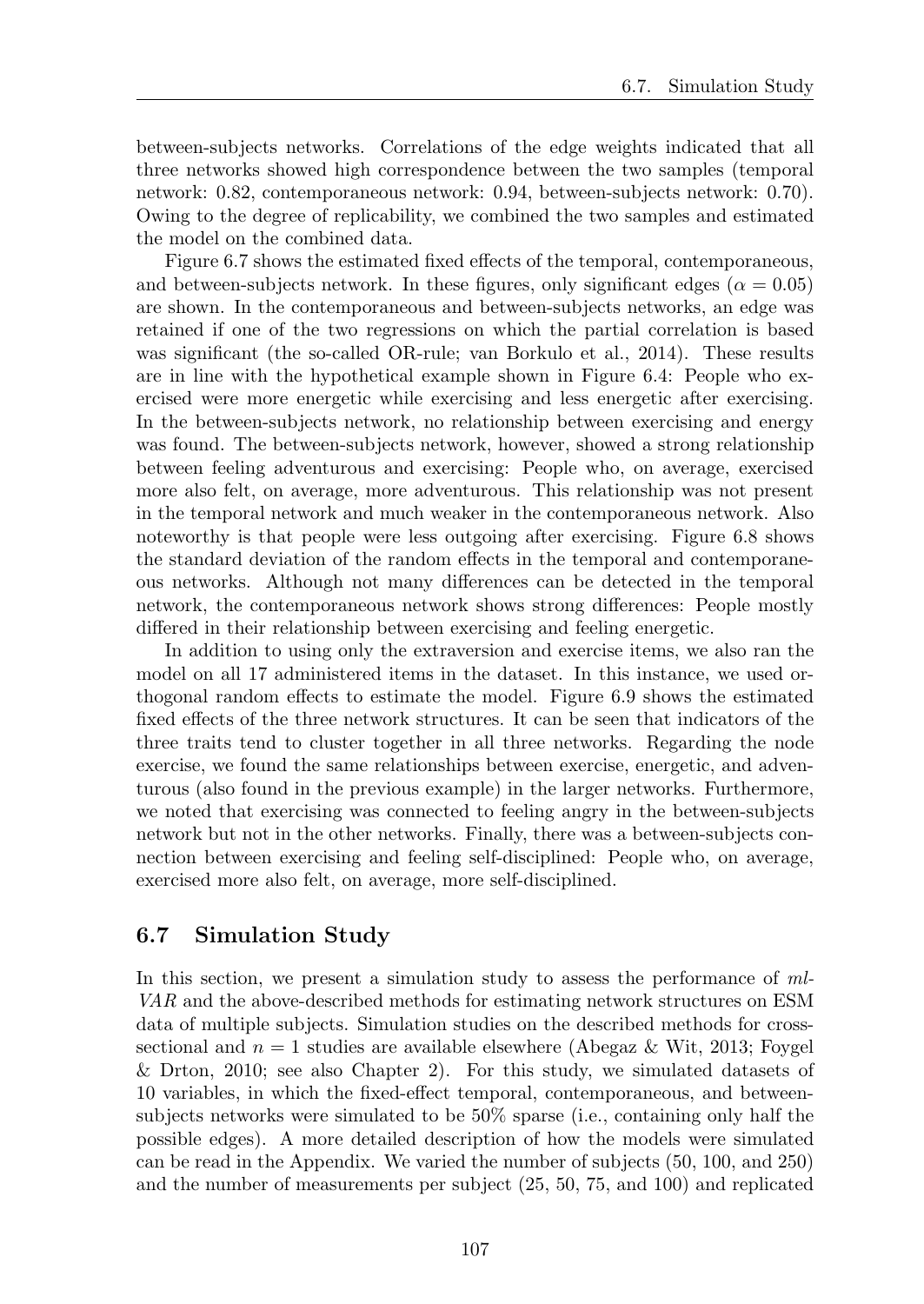between-subjects networks. Correlations of the edge weights indicated that all three networks showed high correspondence between the two samples (temporal network: 0.82, contemporaneous network: 0.94, between-subjects network: 0.70). Owing to the degree of replicability, we combined the two samples and estimated the model on the combined data.

Figure 6.7 shows the estimated fixed effects of the temporal, contemporaneous, and between-subjects network. In these figures, only significant edges ($\alpha = 0.05$) are shown. In the contemporaneous and between-subjects networks, an edge was retained if one of the two regressions on which the partial correlation is based was significant (the so-called OR-rule; van Borkulo et al., 2014). These results are in line with the hypothetical example shown in Figure 6.4: People who exercised were more energetic while exercising and less energetic after exercising. In the between-subjects network, no relationship between exercising and energy was found. The between-subjects network, however, showed a strong relationship between feeling adventurous and exercising: People who, on average, exercised more also felt, on average, more adventurous. This relationship was not present in the temporal network and much weaker in the contemporaneous network. Also noteworthy is that people were less outgoing after exercising. Figure 6.8 shows the standard deviation of the random effects in the temporal and contemporaneous networks. Although not many differences can be detected in the temporal network, the contemporaneous network shows strong differences: People mostly differed in their relationship between exercising and feeling energetic.

In addition to using only the extraversion and exercise items, we also ran the model on all 17 administered items in the dataset. In this instance, we used orthogonal random effects to estimate the model. Figure 6.9 shows the estimated fixed effects of the three network structures. It can be seen that indicators of the three traits tend to cluster together in all three networks. Regarding the node exercise, we found the same relationships between exercise, energetic, and adventurous (also found in the previous example) in the larger networks. Furthermore, we noted that exercising was connected to feeling angry in the between-subjects network but not in the other networks. Finally, there was a between-subjects connection between exercising and feeling self-disciplined: People who, on average, exercised more also felt, on average, more self-disciplined.

## 6.7 Simulation Study

In this section, we present a simulation study to assess the performance of *mlVAR* and the above-described methods for estimating network structures on ESM data of multiple subjects. Simulation studies on the described methods for cross-sectional and $n = 1$ studies are available elsewhere (Abegaz & Wit, 2013; Foygel & Drton, 2010; see also Chapter 2). For this study, we simulated datasets of 10 variables, in which the fixed-effect temporal, contemporaneous, and between-subjects networks were simulated to be 50% sparse (i.e., containing only half the possible edges). A more detailed description of how the models were simulated can be read in the Appendix. We varied the number of subjects (50, 100, and 250) and the number of measurements per subject (25, 50, 75, and 100) and replicated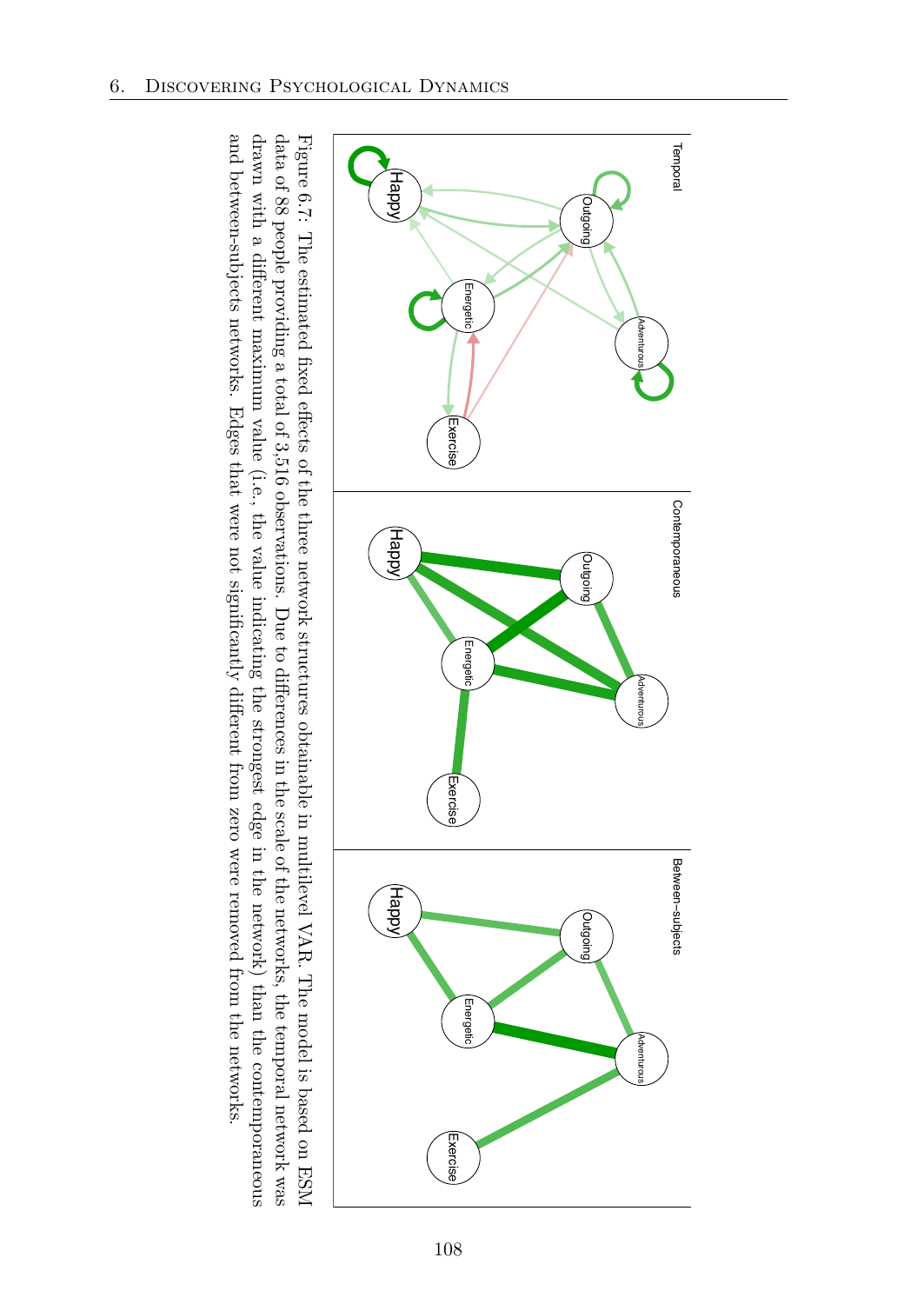Figure 6.7: The estimated fixed effects of the three network structures obtainable in multilevel VAR. The model is based on ESM data of 88 people providing a total of 3,516 observations. Due to differences in the scale of the networks, the temporal network was drawn with a different maximum value (i.e., the value indicating the strongest edge in the network) than the contemporaneous and between-subjects networks. Edges that were not significantly different from zero were removed from the networks.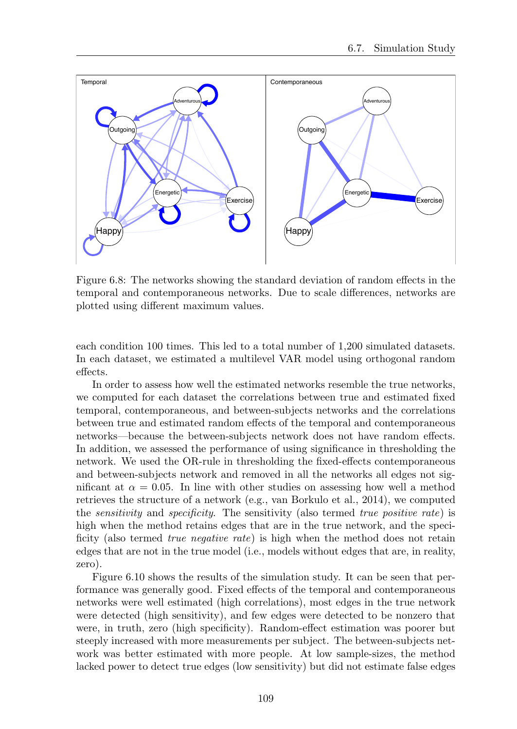Figure 6.8: The networks showing the standard deviation of random effects in the temporal and contemporaneous networks. Due to scale differences, networks are plotted using different maximum values.

each condition 100 times. This led to a total number of 1,200 simulated datasets. In each dataset, we estimated a multilevel VAR model using orthogonal random effects.

In order to assess how well the estimated networks resemble the true networks, we computed for each dataset the correlations between true and estimated fixed temporal, contemporaneous, and between-subjects networks and the correlations between true and estimated random effects of the temporal and contemporaneous networks—because the between-subjects network does not have random effects. In addition, we assessed the performance of using significance in thresholding the network. We used the OR-rule in thresholding the fixed-effects contemporaneous and between-subjects network and removed in all the networks all edges not significant at $\alpha = 0.05$. In line with other studies on assessing how well a method retrieves the structure of a network (e.g., van Borkulo et al., 2014), we computed the *sensitivity* and *specificity*. The sensitivity (also termed *true positive rate*) is high when the method retains edges that are in the true network, and the specificity (also termed *true negative rate*) is high when the method does not retain edges that are not in the true model (i.e., models without edges that are, in reality, zero).

Figure 6.10 shows the results of the simulation study. It can be seen that performance was generally good. Fixed effects of the temporal and contemporaneous networks were well estimated (high correlations), most edges in the true network were detected (high sensitivity), and few edges were detected to be nonzero that were, in truth, zero (high specificity). Random-effect estimation was poorer but steeply increased with more measurements per subject. The between-subjects network was better estimated with more people. At low sample-sizes, the method lacked power to detect true edges (low sensitivity) but did not estimate false edges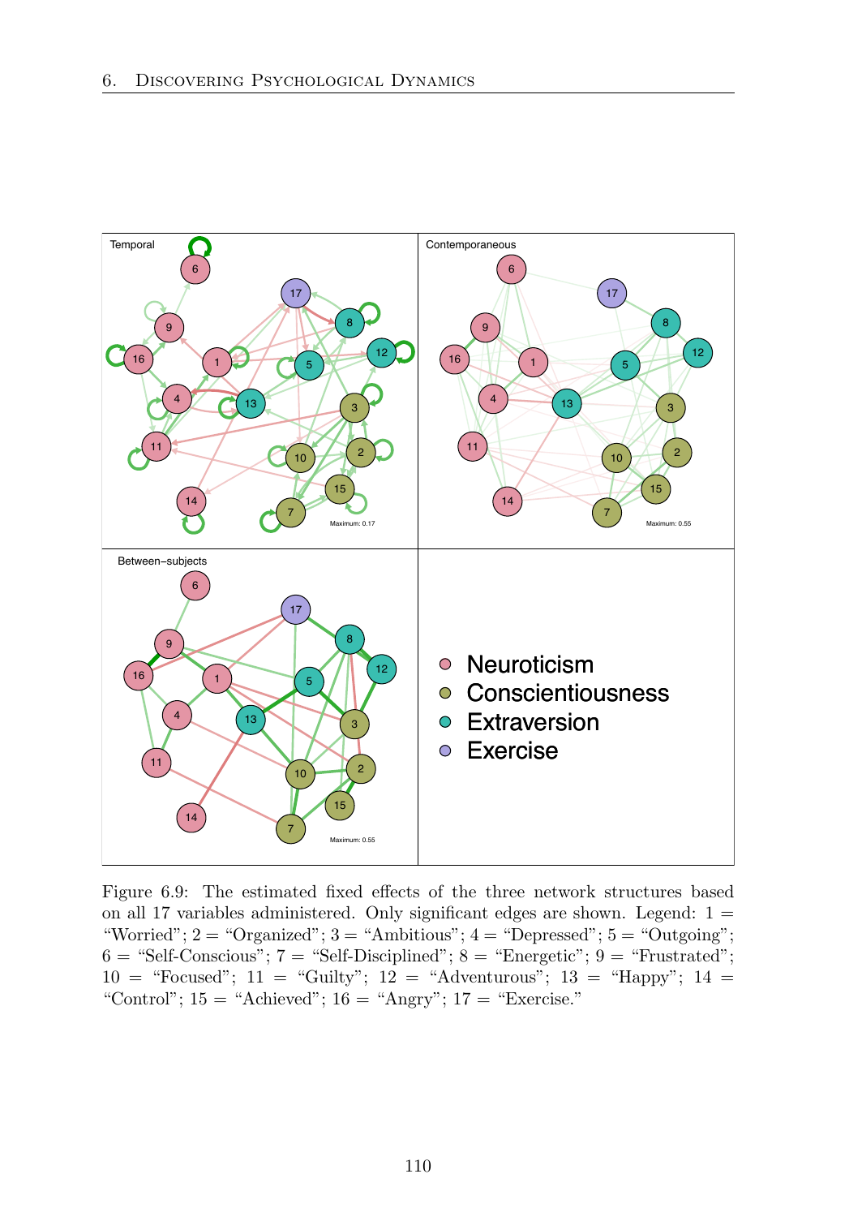Figure 6.9: The estimated fixed effects of the three network structures based on all 17 variables administered. Only significant edges are shown. Legend: 1 = “Worried”; 2 = “Organized”; 3 = “Ambitious”; 4 = “Depressed”; 5 = “Outgoing”; 6 = “Self-Conscious”; 7 = “Self-Disciplined”; 8 = “Energetic”; 9 = “Frustrated”; 10 = “Focused”; 11 = “Guilty”; 12 = “Adventurous”; 13 = “Happy”; 14 = “Control”; 15 = “Achieved”; 16 = “Angry”; 17 = “Exercise.”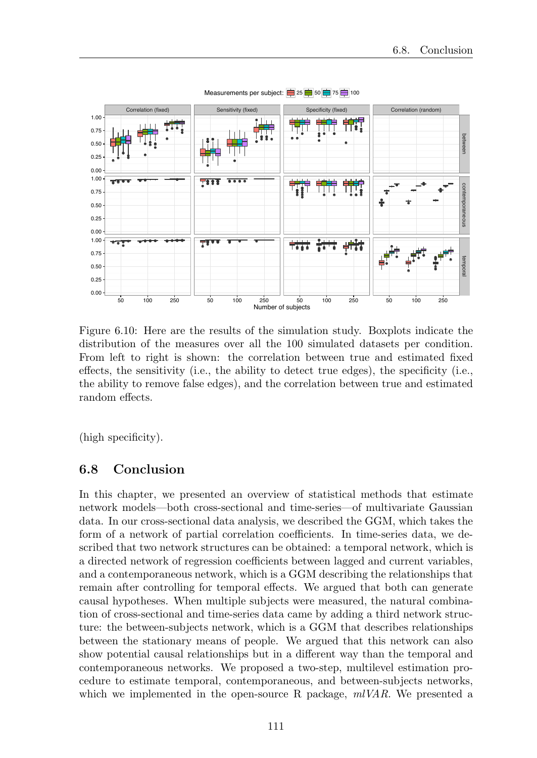Figure 6.10: Here are the results of the simulation study. Boxplots indicate the distribution of the measures over all the 100 simulated datasets per condition. From left to right is shown: the correlation between true and estimated fixed effects, the sensitivity (i.e., the ability to detect true edges), the specificity (i.e., the ability to remove false edges), and the correlation between true and estimated random effects.

(high specificity).

## 6.8 Conclusion

In this chapter, we presented an overview of statistical methods that estimate network models—both cross-sectional and time-series—of multivariate Gaussian data. In our cross-sectional data analysis, we described the GGM, which takes the form of a network of partial correlation coefficients. In time-series data, we described that two network structures can be obtained: a temporal network, which is a directed network of regression coefficients between lagged and current variables, and a contemporaneous network, which is a GGM describing the relationships that remain after controlling for temporal effects. We argued that both can generate causal hypotheses. When multiple subjects were measured, the natural combination of cross-sectional and time-series data came by adding a third network structure: the between-subjects network, which is a GGM that describes relationships between the stationary means of people. We argued that this network can also show potential causal relationships but in a different way than the temporal and contemporaneous networks. We proposed a two-step, multilevel estimation procedure to estimate temporal, contemporaneous, and between-subjects networks, which we implemented in the open-source R package, *mlVAR*. We presented a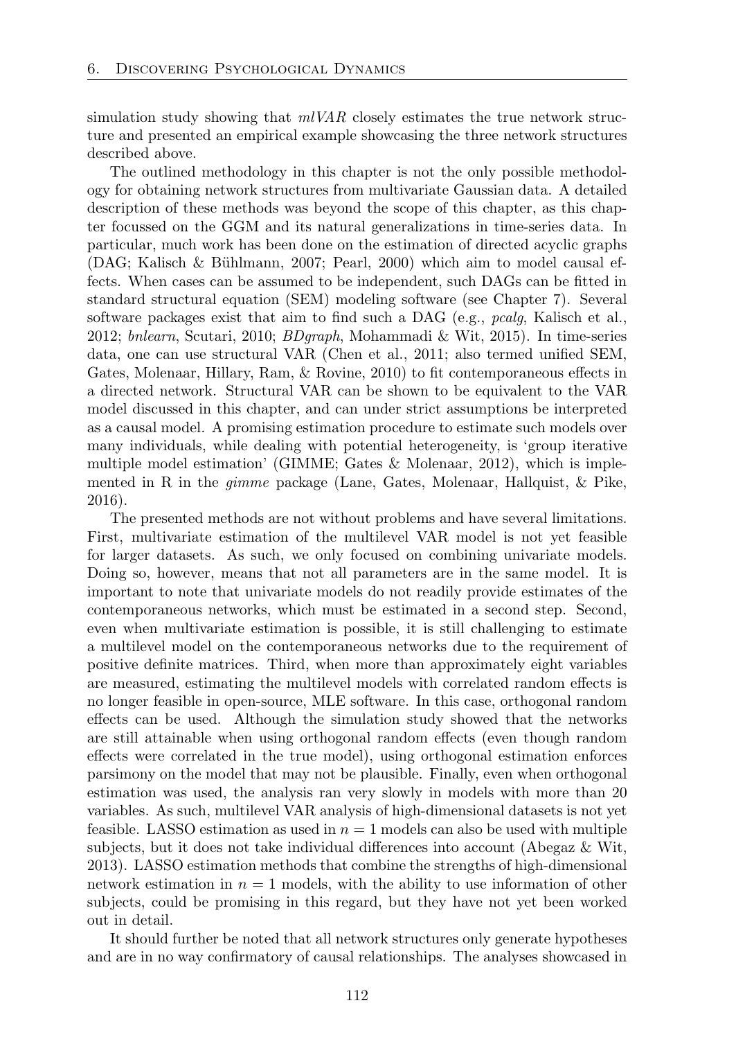simulation study showing that *mlVAR* closely estimates the true network structure and presented an empirical example showcasing the three network structures described above.

The outlined methodology in this chapter is not the only possible methodology for obtaining network structures from multivariate Gaussian data. A detailed description of these methods was beyond the scope of this chapter, as this chapter focussed on the GGM and its natural generalizations in time-series data. In particular, much work has been done on the estimation of directed acyclic graphs (DAG; Kalisch & Bühlmann, 2007; Pearl, 2000) which aim to model causal effects. When cases can be assumed to be independent, such DAGs can be fitted in standard structural equation (SEM) modeling software (see Chapter 7). Several software packages exist that aim to find such a DAG (e.g., *pcalg*, Kalisch et al., 2012; *bnlearn*, Scutari, 2010; *BDgraph*, Mohammadi & Wit, 2015). In time-series data, one can use structural VAR (Chen et al., 2011; also termed unified SEM, Gates, Molenaar, Hillary, Ram, & Rovine, 2010) to fit contemporaneous effects in a directed network. Structural VAR can be shown to be equivalent to the VAR model discussed in this chapter, and can under strict assumptions be interpreted as a causal model. A promising estimation procedure to estimate such models over many individuals, while dealing with potential heterogeneity, is 'group iterative multiple model estimation' (GIMME; Gates & Molenaar, 2012), which is implemented in R in the *gimme* package (Lane, Gates, Molenaar, Hallquist, & Pike, 2016).

The presented methods are not without problems and have several limitations. First, multivariate estimation of the multilevel VAR model is not yet feasible for larger datasets. As such, we only focused on combining univariate models. Doing so, however, means that not all parameters are in the same model. It is important to note that univariate models do not readily provide estimates of the contemporaneous networks, which must be estimated in a second step. Second, even when multivariate estimation is possible, it is still challenging to estimate a multilevel model on the contemporaneous networks due to the requirement of positive definite matrices. Third, when more than approximately eight variables are measured, estimating the multilevel models with correlated random effects is no longer feasible in open-source, MLE software. In this case, orthogonal random effects can be used. Although the simulation study showed that the networks are still attainable when using orthogonal random effects (even though random effects were correlated in the true model), using orthogonal estimation enforces parsimony on the model that may not be plausible. Finally, even when orthogonal estimation was used, the analysis ran very slowly in models with more than 20 variables. As such, multilevel VAR analysis of high-dimensional datasets is not yet feasible. LASSO estimation as used in $n = 1$ models can also be used with multiple subjects, but it does not take individual differences into account (Abegaz & Wit, 2013). LASSO estimation methods that combine the strengths of high-dimensional network estimation in $n = 1$ models, with the ability to use information of other subjects, could be promising in this regard, but they have not yet been worked out in detail.

It should further be noted that all network structures only generate hypotheses and are in no way confirmatory of causal relationships. The analyses showcased in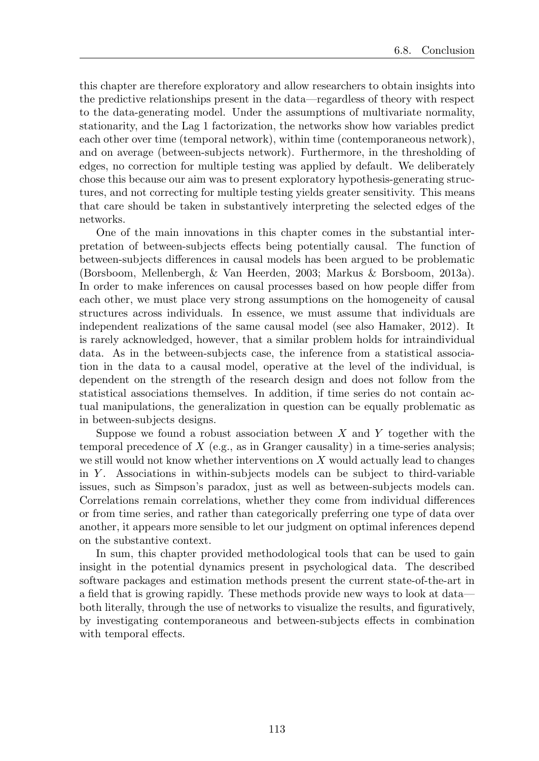this chapter are therefore exploratory and allow researchers to obtain insights into the predictive relationships present in the data—regardless of theory with respect to the data-generating model. Under the assumptions of multivariate normality, stationarity, and the Lag 1 factorization, the networks show how variables predict each other over time (temporal network), within time (contemporaneous network), and on average (between-subjects network). Furthermore, in the thresholding of edges, no correction for multiple testing was applied by default. We deliberately chose this because our aim was to present exploratory hypothesis-generating structures, and not correcting for multiple testing yields greater sensitivity. This means that care should be taken in substantively interpreting the selected edges of the networks.

One of the main innovations in this chapter comes in the substantial interpretation of between-subjects effects being potentially causal. The function of between-subjects differences in causal models has been argued to be problematic (Borsboom, Mellenbergh, & Van Heerden, 2003; Markus & Borsboom, 2013a). In order to make inferences on causal processes based on how people differ from each other, we must place very strong assumptions on the homogeneity of causal structures across individuals. In essence, we must assume that individuals are independent realizations of the same causal model (see also Hamaker, 2012). It is rarely acknowledged, however, that a similar problem holds for intraindividual data. As in the between-subjects case, the inference from a statistical association in the data to a causal model, operative at the level of the individual, is dependent on the strength of the research design and does not follow from the statistical associations themselves. In addition, if time series do not contain actual manipulations, the generalization in question can be equally problematic as in between-subjects designs.

Suppose we found a robust association between $X$ and $Y$ together with the temporal precedence of $X$ (e.g., as in Granger causality) in a time-series analysis; we still would not know whether interventions on $X$ would actually lead to changes in $Y$. Associations in within-subjects models can be subject to third-variable issues, such as Simpson's paradox, just as well as between-subjects models can. Correlations remain correlations, whether they come from individual differences or from time series, and rather than categorically preferring one type of data over another, it appears more sensible to let our judgment on optimal inferences depend on the substantive context.

In sum, this chapter provided methodological tools that can be used to gain insight in the potential dynamics present in psychological data. The described software packages and estimation methods present the current state-of-the-art in a field that is growing rapidly. These methods provide new ways to look at data—both literally, through the use of networks to visualize the results, and figuratively, by investigating contemporaneous and between-subjects effects in combination with temporal effects.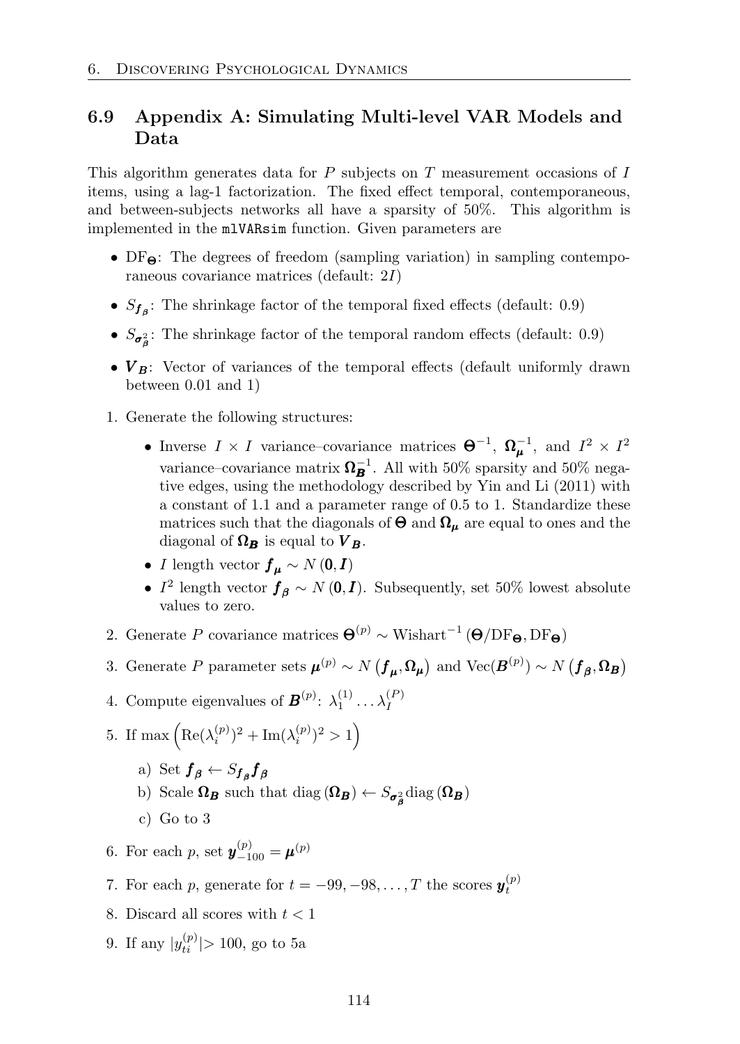## 6.9 Appendix A: Simulating Multi-level VAR Models and Data

This algorithm generates data for $P$ subjects on $T$ measurement occasions of $I$ items, using a lag-1 factorization. The fixed effect temporal, contemporaneous, and between-subjects networks all have a sparsity of 50%. This algorithm is implemented in the `mlVARsim` function. Given parameters are

- $\text{DF}_{\boldsymbol{\Theta}}$: The degrees of freedom (sampling variation) in sampling contemporaneous covariance matrices (default: $2I$)
- $S_{\boldsymbol{f_\beta}}$: The shrinkage factor of the temporal fixed effects (default: 0.9)
- $S_{\boldsymbol{\sigma}^2_{\boldsymbol{\beta}}}$: The shrinkage factor of the temporal random effects (default: 0.9)
- $\boldsymbol{V_B}$: Vector of variances of the temporal effects (default uniformly drawn between 0.01 and 1)

1. Generate the following structures:
   - Inverse $I \times I$ variance–covariance matrices $\boldsymbol{\Theta}^{-1}$, $\boldsymbol{\Omega}_{\boldsymbol{\mu}}^{-1}$, and $I^2 \times I^2$ variance–covariance matrix $\boldsymbol{\Omega}_{\boldsymbol{B}}^{-1}$. All with 50% sparsity and 50% negative edges, using the methodology described by Yin and Li (2011) with a constant of 1.1 and a parameter range of 0.5 to 1. Standardize these matrices such that the diagonals of $\boldsymbol{\Theta}$ and $\boldsymbol{\Omega}_{\boldsymbol{\mu}}$ are equal to ones and the diagonal of $\boldsymbol{\Omega}_{\boldsymbol{B}}$ is equal to $\boldsymbol{V_B}$.
   - $I$ length vector $\boldsymbol{f_\mu} \sim N(\boldsymbol{0}, \boldsymbol{I})$
   - $I^2$ length vector $\boldsymbol{f_\beta} \sim N(\boldsymbol{0}, \boldsymbol{I})$. Subsequently, set 50% lowest absolute values to zero.
2. Generate $P$ covariance matrices $\boldsymbol{\Theta}^{(p)} \sim \text{Wishart}^{-1}(\boldsymbol{\Theta}/\text{DF}_{\boldsymbol{\Theta}}, \text{DF}_{\boldsymbol{\Theta}})$
3. Generate $P$ parameter sets $\boldsymbol{\mu}^{(p)} \sim N(\boldsymbol{f_\mu}, \boldsymbol{\Omega_\mu})$ and $\text{Vec}(\boldsymbol{B}^{(p)}) \sim N(\boldsymbol{f_\beta}, \boldsymbol{\Omega_B})$
4. Compute eigenvalues of $\boldsymbol{B}^{(p)}$: $\lambda_1^{(1)} \dots \lambda_I^{(P)}$
5. If $\max\left(\text{Re}(\lambda_i^{(p)})^2 + \text{Im}(\lambda_i^{(p)})^2 > 1\right)$
   a) Set $\boldsymbol{f_\beta} \leftarrow S_{\boldsymbol{f_\beta}} \boldsymbol{f_\beta}$
   b) Scale $\boldsymbol{\Omega_B}$ such that $\text{diag}(\boldsymbol{\Omega_B}) \leftarrow S_{\boldsymbol{\sigma}^2_{\boldsymbol{\beta}}} \text{diag}(\boldsymbol{\Omega_B})$
   c) Go to 3
6. For each $p$, set $\boldsymbol{y}_{-100}^{(p)} = \boldsymbol{\mu}^{(p)}$
7. For each $p$, generate for $t = -99, -98, \dots, T$ the scores $\boldsymbol{y}_t^{(p)}$
8. Discard all scores with $t < 1$
9. If any $|y_{ti}^{(p)}| > 100$, go to 5a